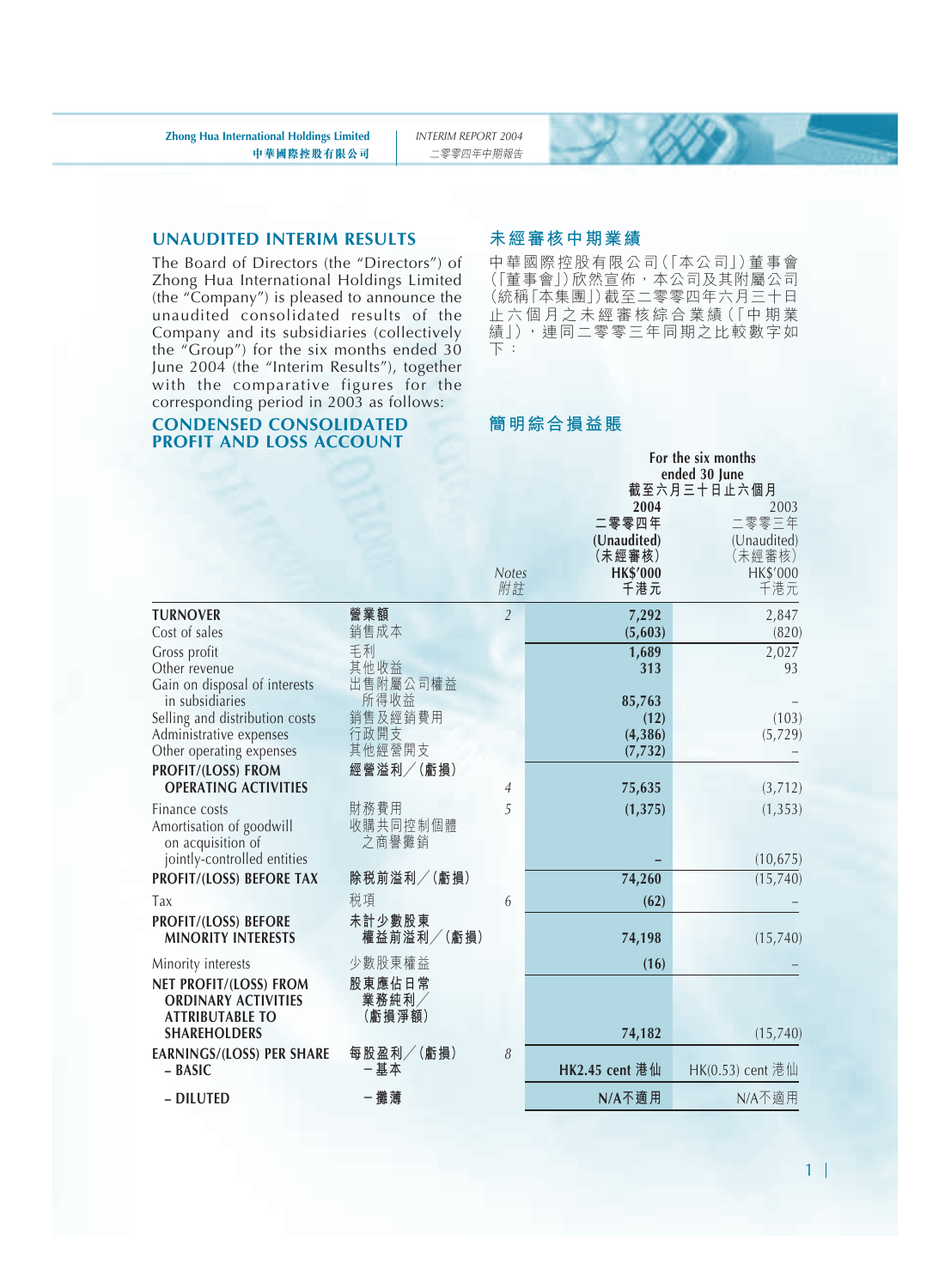## UNAUDITED INTERIM RESULTS

The Board of Directors (the "Directors") of Zhong Hua International Holdings Limited (the "Company") is pleased to announce the unaudited consolidated results of the Company and its subsidiaries (collectively the "Group") for the six months ended 30 June 2004 (the "Interim Results"), together with the comparative figures for the corresponding period in 2003 as follows:

## 未經審核中期業績

中華國際控股有限公司(「本公司」)董事會(「董事會」)欣然宣佈，本公司及其附屬公司(統稱「本集團」)截至二零零四年六月三十日止六個月之未經審核綜合業績(「中期業績」)，連同二零零三年同期之比較數字如下：

## CONDENSED CONSOLIDATED PROFIT AND LOSS ACCOUNT

## 簡明綜合損益賬

| | | Notes 附註 | For the six months ended 30 June 截至六月三十日止六個月 2004 二零零四年 (Unaudited) (未經審核) HK$'000 千港元 | 2003 二零零三年 (Unaudited) (未經審核) HK$'000 千港元 |
|---|---|---|---|---|
| **TURNOVER** | **營業額** | 2 | **7,292** | 2,847 |
| Cost of sales | 銷售成本 | | **(5,603)** | (820) |
| Gross profit | 毛利 | | **1,689** | 2,027 |
| Other revenue | 其他收益 | | **313** | 93 |
| Gain on disposal of interests in subsidiaries | 出售附屬公司權益所得收益 | | **85,763** | – |
| Selling and distribution costs | 銷售及經銷費用 | | **(12)** | (103) |
| Administrative expenses | 行政開支 | | **(4,386)** | (5,729) |
| Other operating expenses | 其他經營開支 | | **(7,732)** | – |
| **PROFIT/(LOSS) FROM OPERATING ACTIVITIES** | **經營溢利／(虧損)** | 4 | **75,635** | (3,712) |
| Finance costs | 財務費用 | 5 | **(1,375)** | (1,353) |
| Amortisation of goodwill on acquisition of jointly-controlled entities | 收購共同控制個體之商譽攤銷 | | **–** | (10,675) |
| **PROFIT/(LOSS) BEFORE TAX** | **除稅前溢利／(虧損)** | | **74,260** | (15,740) |
| Tax | 稅項 | 6 | **(62)** | – |
| **PROFIT/(LOSS) BEFORE MINORITY INTERESTS** | **未計少數股東權益前溢利／(虧損)** | | **74,198** | (15,740) |
| Minority interests | 少數股東權益 | | **(16)** | – |
| **NET PROFIT/(LOSS) FROM ORDINARY ACTIVITIES ATTRIBUTABLE TO SHAREHOLDERS** | **股東應佔日常業務純利／(虧損淨額)** | | **74,182** | (15,740) |
| **EARNINGS/(LOSS) PER SHARE – BASIC** | **每股盈利／(虧損) －基本** | 8 | **HK2.45 cent 港仙** | HK(0.53) cent 港仙 |
| **– DILUTED** | **－攤薄** | | **N/A不適用** | N/A不適用 |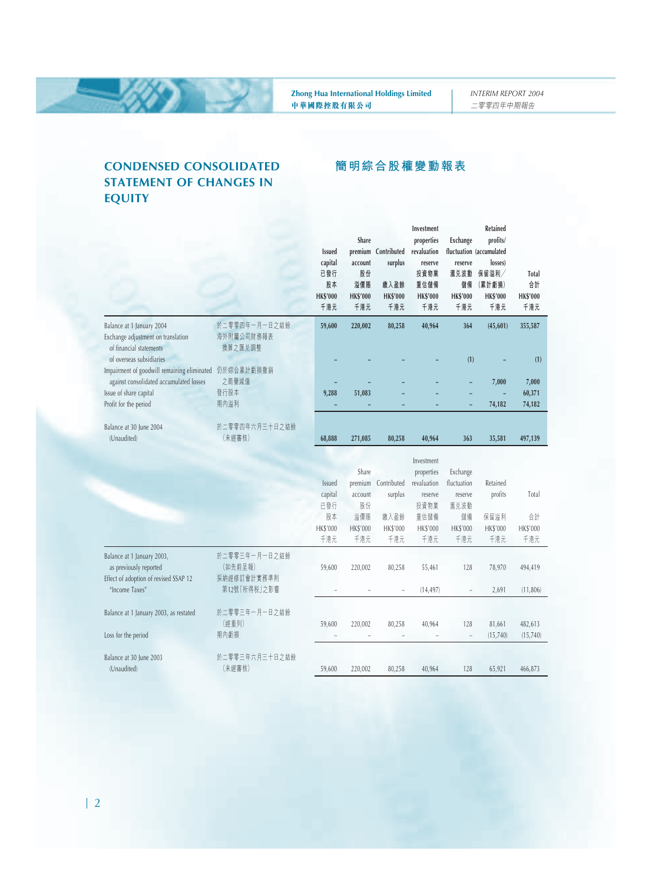# CONDENSED CONSOLIDATED STATEMENT OF CHANGES IN EQUITY

# 簡明綜合股權變動報表

| | | Issued capital 已發行股本 HK$'000 千港元 | Share premium account 股份溢價賬 HK$'000 千港元 | Contributed surplus 繳入盈餘 HK$'000 千港元 | Investment properties revaluation reserve 投資物業重估儲備 HK$'000 千港元 | Exchange fluctuation reserve 匯兌波動儲備 HK$'000 千港元 | Retained profits/ (accumulated losses) 保留溢利／(累計虧損) HK$'000 千港元 | Total 合計 HK$'000 千港元 |
|---|---|---|---|---|---|---|---|---|
| Balance at 1 January 2004 | 於二零零四年一月一日之結餘 | 59,600 | 220,002 | 80,258 | 40,964 | 364 | (45,601) | 355,587 |
| Exchange adjustment on translation of financial statements of overseas subsidiaries | 海外附屬公司財務報表換算之匯兌調整 | – | – | – | – | (1) | – | (1) |
| Impairment of goodwill remaining eliminated against consolidated accumulated losses | 仍於綜合累計虧損撇銷之商譽減值 | – | – | – | – | – | 7,000 | 7,000 |
| Issue of share capital | 發行股本 | 9,288 | 51,083 | – | – | – | – | 60,371 |
| Profit for the period | 期內溢利 | – | – | – | – | – | 74,182 | 74,182 |
| Balance at 30 June 2004 (Unaudited) | 於二零零四年六月三十日之結餘（未經審核） | 68,888 | 271,085 | 80,258 | 40,964 | 363 | 35,581 | 497,139 |

| | | Issued capital 已發行股本 HK$'000 千港元 | Share premium account 股份溢價賬 HK$'000 千港元 | Contributed surplus 繳入盈餘 HK$'000 千港元 | Investment properties revaluation reserve 投資物業重估儲備 HK$'000 千港元 | Exchange fluctuation reserve 匯兌波動儲備 HK$'000 千港元 | Retained profits 保留溢利 HK$'000 千港元 | Total 合計 HK$'000 千港元 |
|---|---|---|---|---|---|---|---|---|
| Balance at 1 January 2003, as previously reported | 於二零零三年一月一日之結餘（如先前呈報） | 59,600 | 220,002 | 80,258 | 55,461 | 128 | 78,970 | 494,419 |
| Effect of adoption of revised SSAP 12 "Income Taxes" | 採納經修訂會計實務準則第12號「所得稅」之影響 | – | – | – | (14,497) | – | 2,691 | (11,806) |
| Balance at 1 January 2003, as restated | 於二零零三年一月一日之結餘（經重列） | 59,600 | 220,002 | 80,258 | 40,964 | 128 | 81,661 | 482,613 |
| Loss for the period | 期內虧損 | – | – | – | – | – | (15,740) | (15,740) |
| Balance at 30 June 2003 (Unaudited) | 於二零零三年六月三十日之結餘（未經審核） | 59,600 | 220,002 | 80,258 | 40,964 | 128 | 65,921 | 466,873 |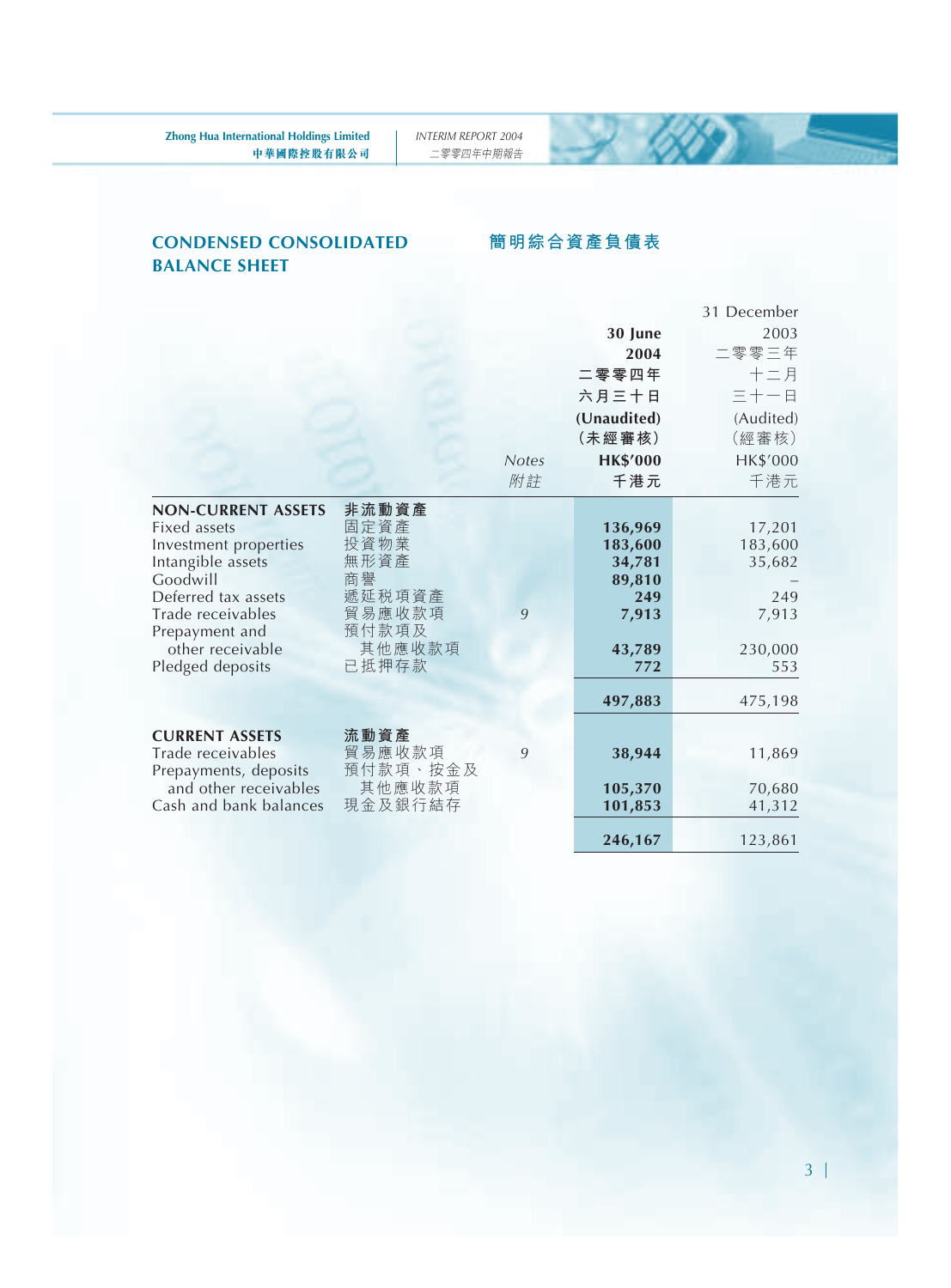# CONDENSED CONSOLIDATED BALANCE SHEET

# 簡明綜合資產負債表

| | | Notes 附註 | 30 June 2004 二零零四年六月三十日 (Unaudited) (未經審核) HK$'000 千港元 | 31 December 2003 二零零三年十二月三十一日 (Audited) (經審核) HK$'000 千港元 |
|---|---|---|---|---|
| **NON-CURRENT ASSETS** | **非流動資產** | | | |
| Fixed assets | 固定資產 | | **136,969** | 17,201 |
| Investment properties | 投資物業 | | **183,600** | 183,600 |
| Intangible assets | 無形資產 | | **34,781** | 35,682 |
| Goodwill | 商譽 | | **89,810** | – |
| Deferred tax assets | 遞延税項資產 | | **249** | 249 |
| Trade receivables | 貿易應收款項 | 9 | **7,913** | 7,913 |
| Prepayment and other receivable | 預付款項及其他應收款項 | | **43,789** | 230,000 |
| Pledged deposits | 已抵押存款 | | **772** | 553 |
| | | | **497,883** | 475,198 |
| **CURRENT ASSETS** | **流動資產** | | | |
| Trade receivables | 貿易應收款項 | 9 | **38,944** | 11,869 |
| Prepayments, deposits and other receivables | 預付款項、按金及其他應收款項 | | **105,370** | 70,680 |
| Cash and bank balances | 現金及銀行結存 | | **101,853** | 41,312 |
| | | | **246,167** | 123,861 |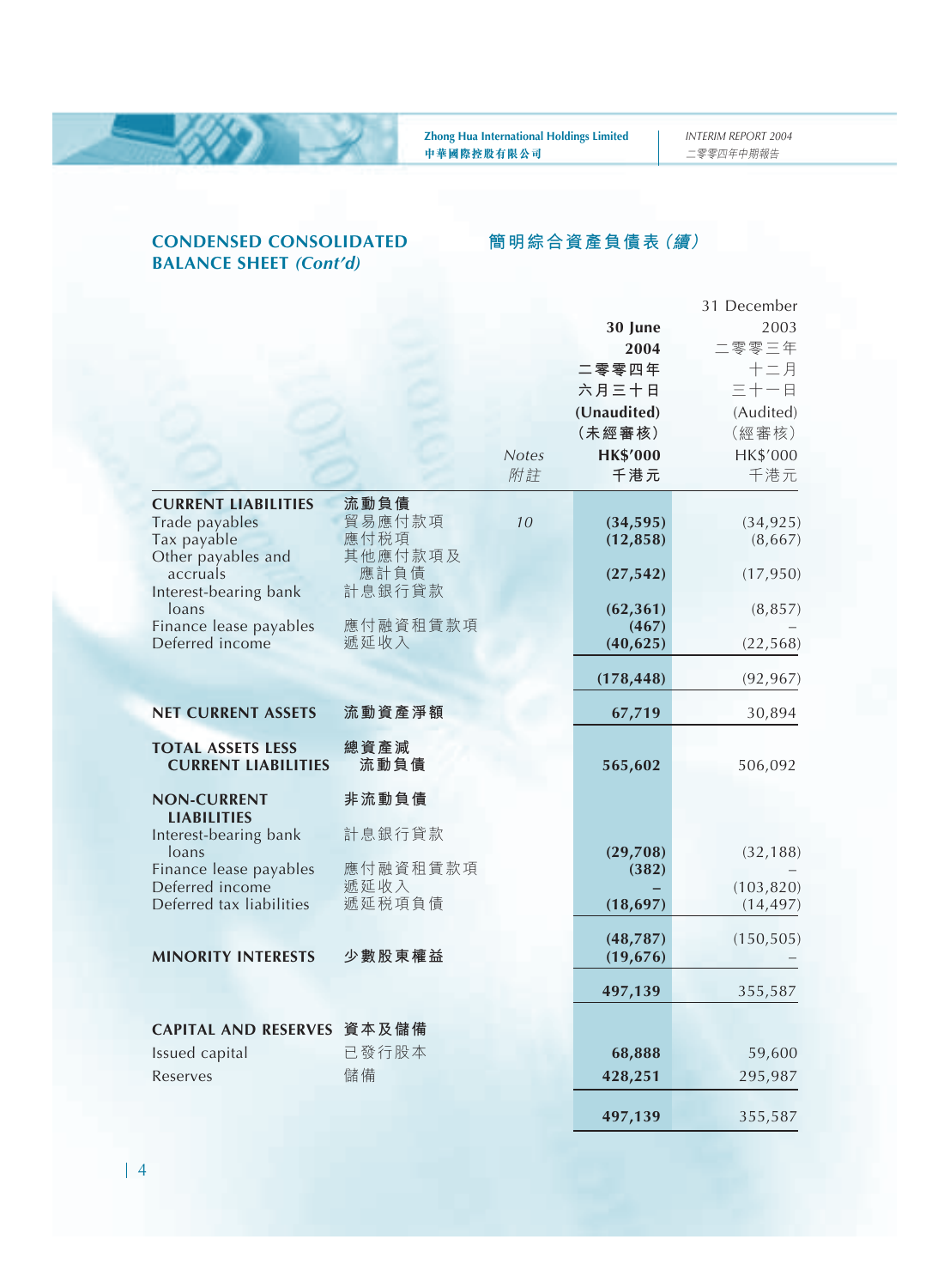## CONDENSED CONSOLIDATED BALANCE SHEET *(Cont'd)*

## 簡明綜合資產負債表(續)

| | | Notes 附註 | 30 June 2004 二零零四年六月三十日 (Unaudited) (未經審核) HK$'000 千港元 | 31 December 2003 二零零三年十二月三十一日 (Audited) (經審核) HK$'000 千港元 |
|---|---|---|---|---|
| **CURRENT LIABILITIES** | **流動負債** | | | |
| Trade payables | 貿易應付款項 | 10 | **(34,595)** | (34,925) |
| Tax payable | 應付税項 | | **(12,858)** | (8,667) |
| Other payables and accruals | 其他應付款項及應計負債 | | **(27,542)** | (17,950) |
| Interest-bearing bank loans | 計息銀行貸款 | | **(62,361)** | (8,857) |
| Finance lease payables | 應付融資租賃款項 | | **(467)** | – |
| Deferred income | 遞延收入 | | **(40,625)** | (22,568) |
| | | | **(178,448)** | (92,967) |
| **NET CURRENT ASSETS** | **流動資產淨額** | | **67,719** | 30,894 |
| **TOTAL ASSETS LESS CURRENT LIABILITIES** | **總資產減流動負債** | | **565,602** | 506,092 |
| **NON-CURRENT LIABILITIES** | **非流動負債** | | | |
| Interest-bearing bank loans | 計息銀行貸款 | | **(29,708)** | (32,188) |
| Finance lease payables | 應付融資租賃款項 | | **(382)** | – |
| Deferred income | 遞延收入 | | **–** | (103,820) |
| Deferred tax liabilities | 遞延税項負債 | | **(18,697)** | (14,497) |
| | | | **(48,787)** | (150,505) |
| **MINORITY INTERESTS** | **少數股東權益** | | **(19,676)** | – |
| | | | **497,139** | 355,587 |
| **CAPITAL AND RESERVES** | **資本及儲備** | | | |
| Issued capital | 已發行股本 | | **68,888** | 59,600 |
| Reserves | 儲備 | | **428,251** | 295,987 |
| | | | **497,139** | 355,587 |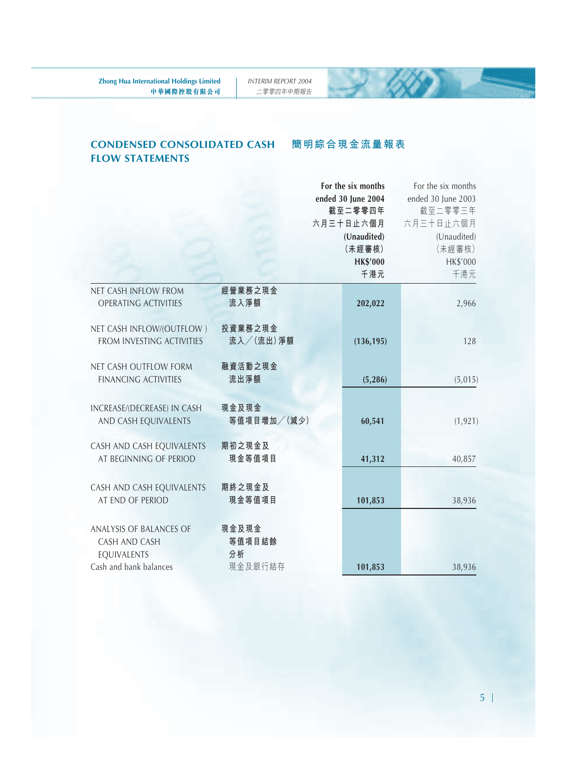## CONDENSED CONSOLIDATED CASH FLOW STATEMENTS　簡明綜合現金流量報表

| | | For the six months ended 30 June 2004 截至二零零四年六月三十日止六個月 (Unaudited) (未經審核) HK$'000 千港元 | For the six months ended 30 June 2003 截至二零零三年六月三十日止六個月 (Unaudited) (未經審核) HK$'000 千港元 |
|---|---|---|---|
| NET CASH INFLOW FROM OPERATING ACTIVITIES | 經營業務之現金流入淨額 | **202,022** | 2,966 |
| NET CASH INFLOW/(OUTFLOW ) FROM INVESTING ACTIVITIES | 投資業務之現金流入／(流出)淨額 | **(136,195)** | 128 |
| NET CASH OUTFLOW FORM FINANCING ACTIVITIES | 融資活動之現金流出淨額 | **(5,286)** | (5,015) |
| INCREASE/(DECREASE) IN CASH AND CASH EQUIVALENTS | 現金及現金等值項目增加／(減少) | **60,541** | (1,921) |
| CASH AND CASH EQUIVALENTS AT BEGINNING OF PERIOD | 期初之現金及現金等值項目 | **41,312** | 40,857 |
| CASH AND CASH EQUIVALENTS AT END OF PERIOD | 期終之現金及現金等值項目 | **101,853** | 38,936 |
| ANALYSIS OF BALANCES OF CASH AND CASH EQUIVALENTS | 現金及現金等值項目結餘分析 | | |
| Cash and bank balances | 現金及銀行結存 | **101,853** | 38,936 |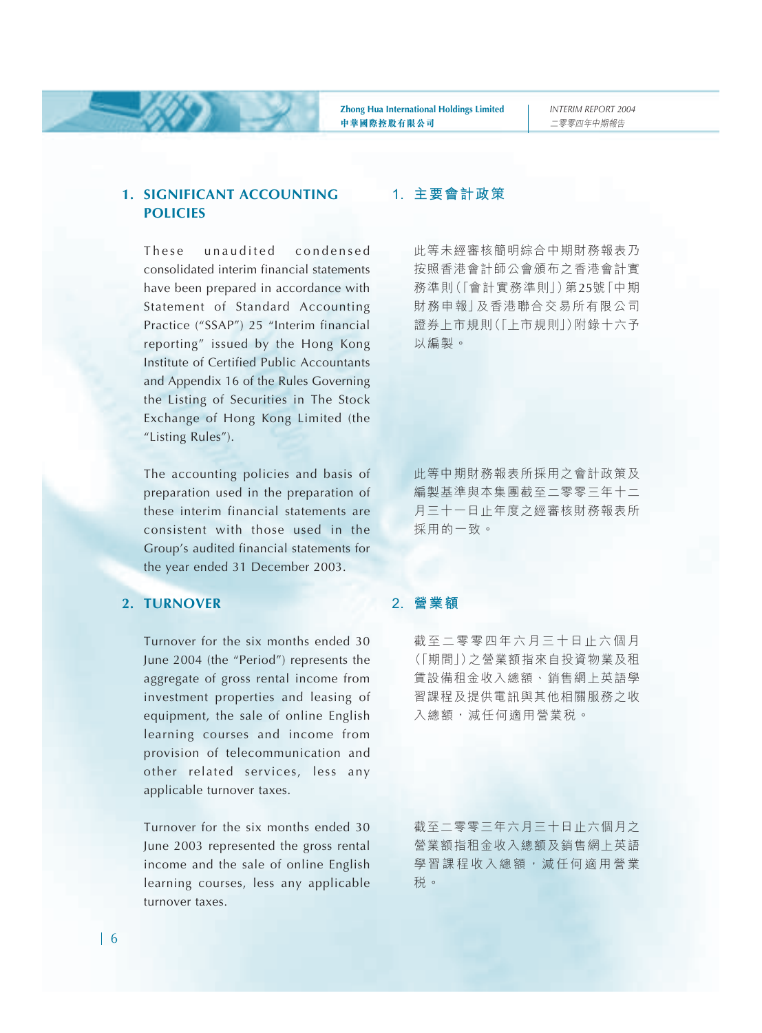## 1. SIGNIFICANT ACCOUNTING POLICIES

These unaudited condensed consolidated interim financial statements have been prepared in accordance with Statement of Standard Accounting Practice ("SSAP") 25 "Interim financial reporting" issued by the Hong Kong Institute of Certified Public Accountants and Appendix 16 of the Rules Governing the Listing of Securities in The Stock Exchange of Hong Kong Limited (the "Listing Rules").

The accounting policies and basis of preparation used in the preparation of these interim financial statements are consistent with those used in the Group's audited financial statements for the year ended 31 December 2003.

## 1. 主要會計政策

此等未經審核簡明綜合中期財務報表乃按照香港會計師公會頒布之香港會計實務準則(「會計實務準則」)第25號「中期財務申報」及香港聯合交易所有限公司證券上市規則(「上市規則」)附錄十六予以編製。

此等中期財務報表所採用之會計政策及編製基準與本集團截至二零零三年十二月三十一日止年度之經審核財務報表所採用的一致。

## 2. TURNOVER

Turnover for the six months ended 30 June 2004 (the "Period") represents the aggregate of gross rental income from investment properties and leasing of equipment, the sale of online English learning courses and income from provision of telecommunication and other related services, less any applicable turnover taxes.

Turnover for the six months ended 30 June 2003 represented the gross rental income and the sale of online English learning courses, less any applicable turnover taxes.

## 2. 營業額

截至二零零四年六月三十日止六個月(「期間」)之營業額指來自投資物業及租賃設備租金收入總額、銷售網上英語學習課程及提供電訊與其他相關服務之收入總額，減任何適用營業税。

截至二零零三年六月三十日止六個月之營業額指租金收入總額及銷售網上英語學習課程收入總額，減任何適用營業税。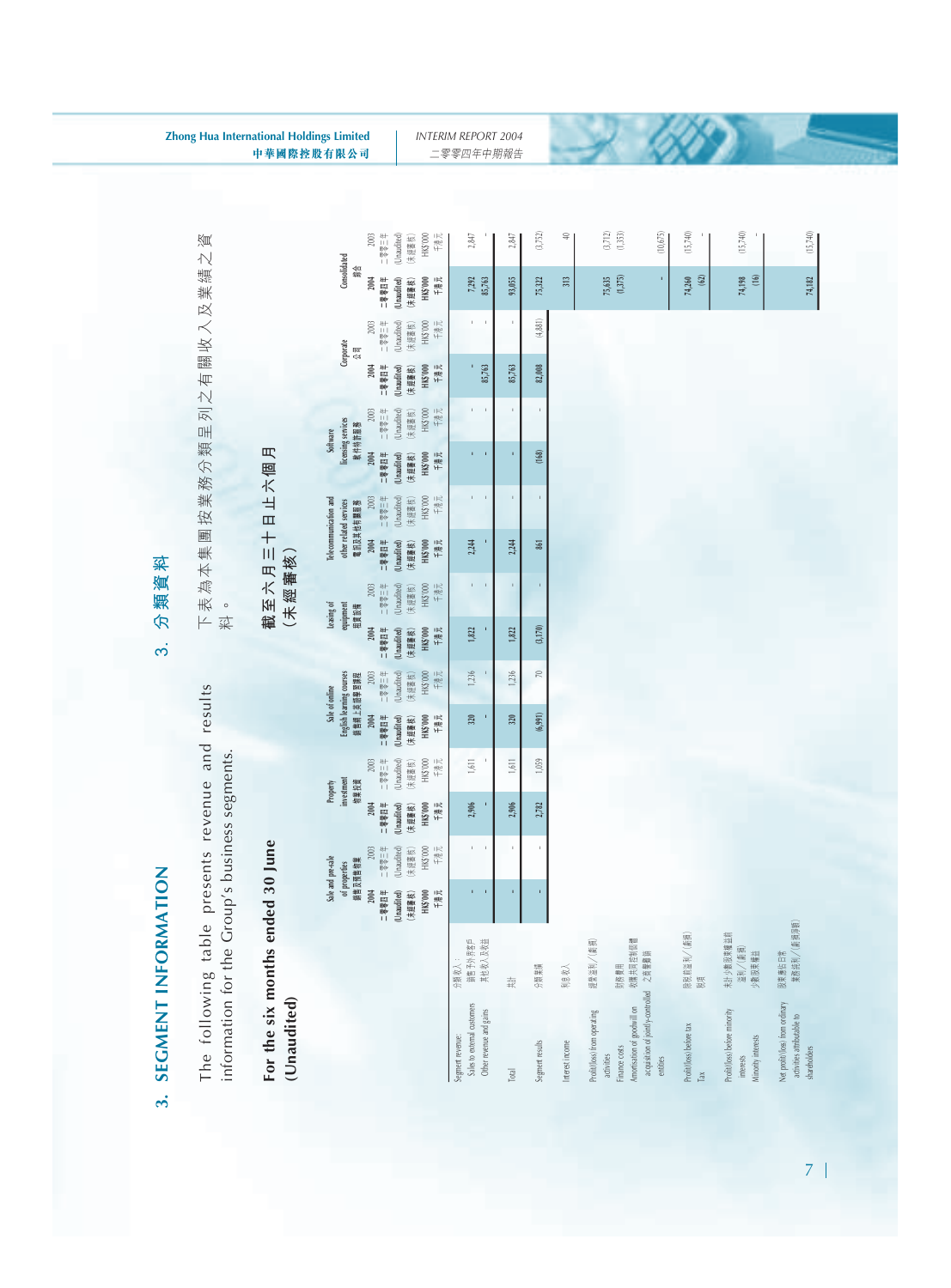# 3. SEGMENT INFORMATION

# 3. 分類資料

The following table presents revenue and results information for the Group's business segments.

下表為本集團按業務分類呈列之有關收入及業績之資料。

**For the six months ended 30 June (Unaudited)**

**截至六月三十日止六個月（未經審核）**

| | Sale and pre-sale of properties 銷售及預售物業 | | Property investment 物業投資 | | Sale of online English learning courses 銷售網上英語學習課程 | | Leasing of equipment 租賃設備 | | Telecommunication and other related services 電訊及其他相關服務 | | Software licensing services 軟件特許服務 | | Corporate 公司 | | Consolidated 綜合 | |
|---|---|---|---|---|---|---|---|---|---|---|---|---|---|---|---|---|
| | 2004 二零零四年 (Unaudited) (未經審核) HK$'000 千港元 | 2003 二零零三年 (Unaudited) (未經審核) HK$'000 千港元 | 2004 二零零四年 (Unaudited) (未經審核) HK$'000 千港元 | 2003 二零零三年 (Unaudited) (未經審核) HK$'000 千港元 | 2004 二零零四年 (Unaudited) (未經審核) HK$'000 千港元 | 2003 二零零三年 (Unaudited) (未經審核) HK$'000 千港元 | 2004 二零零四年 (Unaudited) (未經審核) HK$'000 千港元 | 2003 二零零三年 (Unaudited) (未經審核) HK$'000 千港元 | 2004 二零零四年 (Unaudited) (未經審核) HK$'000 千港元 | 2003 二零零三年 (Unaudited) (未經審核) HK$'000 千港元 | 2004 二零零四年 (Unaudited) (未經審核) HK$'000 千港元 | 2003 二零零三年 (Unaudited) (未經審核) HK$'000 千港元 | 2004 二零零四年 (Unaudited) (未經審核) HK$'000 千港元 | 2003 二零零三年 (Unaudited) (未經審核) HK$'000 千港元 | 2004 二零零四年 (Unaudited) (未經審核) HK$'000 千港元 | 2003 二零零三年 (Unaudited) (未經審核) HK$'000 千港元 |
| Segment revenue: 分類收入： | | | | | | | | | | | | | | | | |
| Sales to external customers 銷售予外界客戶 | - | - | 2,906 | 1,611 | 320 | 1,236 | 1,822 | - | 2,244 | - | - | - | - | - | 7,292 | 2,847 |
| Other revenue and gains 其他收入及收益 | - | - | - | - | - | - | - | - | - | - | - | - | 85,763 | - | 85,763 | - |
| Total 總計 | - | - | 2,906 | 1,611 | 320 | 1,236 | 1,822 | - | 2,244 | - | - | - | 85,763 | - | 93,055 | 2,847 |
| Segment results 分類業績 | - | - | 2,782 | 1,059 | (6,991) | 70 | (3,170) | - | 861 | - | (168) | - | 82,008 | (4,881) | 75,322 | (3,752) |
| Interest income 利息收入 | | | | | | | | | | | | | | | 313 | 40 |
| Profit/(loss) from operating activities 經營溢利／(虧損) | | | | | | | | | | | | | | | 75,635 | (3,712) |
| Finance costs 財務費用 | | | | | | | | | | | | | | | (1,375) | (1,353) |
| Amortisation of goodwill on acquisition of jointly-controlled entities 收購共同控制實體之商譽攤銷 | | | | | | | | | | | | | | | - | (10,675) |
| Profit/(loss) before tax 除稅前溢利／(虧損) | | | | | | | | | | | | | | | 74,260 | (15,740) |
| Tax 稅項 | | | | | | | | | | | | | | | (62) | - |
| Profit/(loss) before minority interests 未計少數股東權益前溢利／(虧損) | | | | | | | | | | | | | | | 74,198 | (15,740) |
| Minority interests 少數股東權益 | | | | | | | | | | | | | | | (16) | - |
| Net profit/(loss) from ordinary activities attributable to shareholders 股東應佔日常業務溢利／(虧損淨額) | | | | | | | | | | | | | | | 74,182 | (15,740) |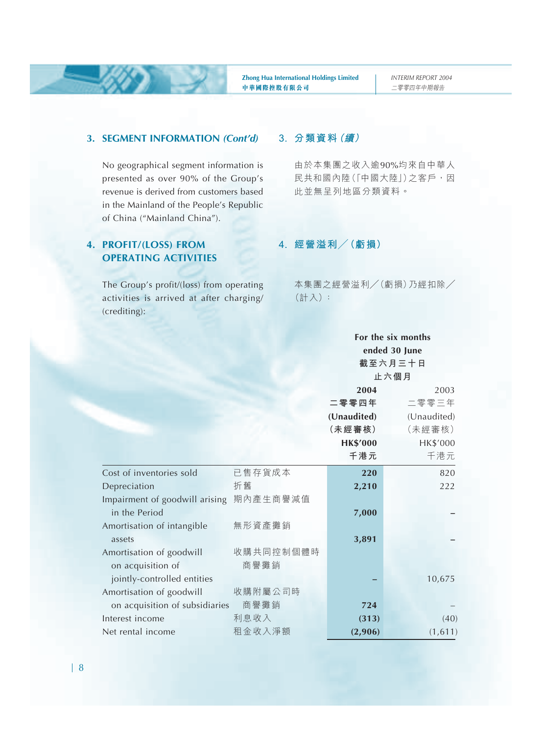## 3. SEGMENT INFORMATION *(Cont'd)*

## 3. 分類資料（續）

No geographical segment information is presented as over 90% of the Group's revenue is derived from customers based in the Mainland of the People's Republic of China ("Mainland China").

由於本集團之收入逾90%均來自中華人民共和國內陸(「中國大陸」)之客戶，因此並無呈列地區分類資料。

## 4. PROFIT/(LOSS) FROM OPERATING ACTIVITIES

## 4. 經營溢利／(虧損)

The Group's profit/(loss) from operating activities is arrived at after charging/(crediting):

本集團之經營溢利／(虧損)乃經扣除／(計入)：

| | | For the six months ended 30 June 截至六月三十日止六個月 | |
|---|---|---|---|
| | | **2004 二零零四年 (Unaudited) (未經審核) HK$'000 千港元** | 2003 二零零三年 (Unaudited) (未經審核) HK$'000 千港元 |
| Cost of inventories sold | 已售存貨成本 | **220** | 820 |
| Depreciation | 折舊 | **2,210** | 222 |
| Impairment of goodwill arising in the Period | 期內產生商譽減值 | **7,000** | – |
| Amortisation of intangible assets | 無形資產攤銷 | **3,891** | – |
| Amortisation of goodwill on acquisition of jointly-controlled entities | 收購共同控制個體時商譽攤銷 | **–** | 10,675 |
| Amortisation of goodwill on acquisition of subsidiaries | 收購附屬公司時商譽攤銷 | **724** | – |
| Interest income | 利息收入 | **(313)** | (40) |
| Net rental income | 租金收入淨額 | **(2,906)** | (1,611) |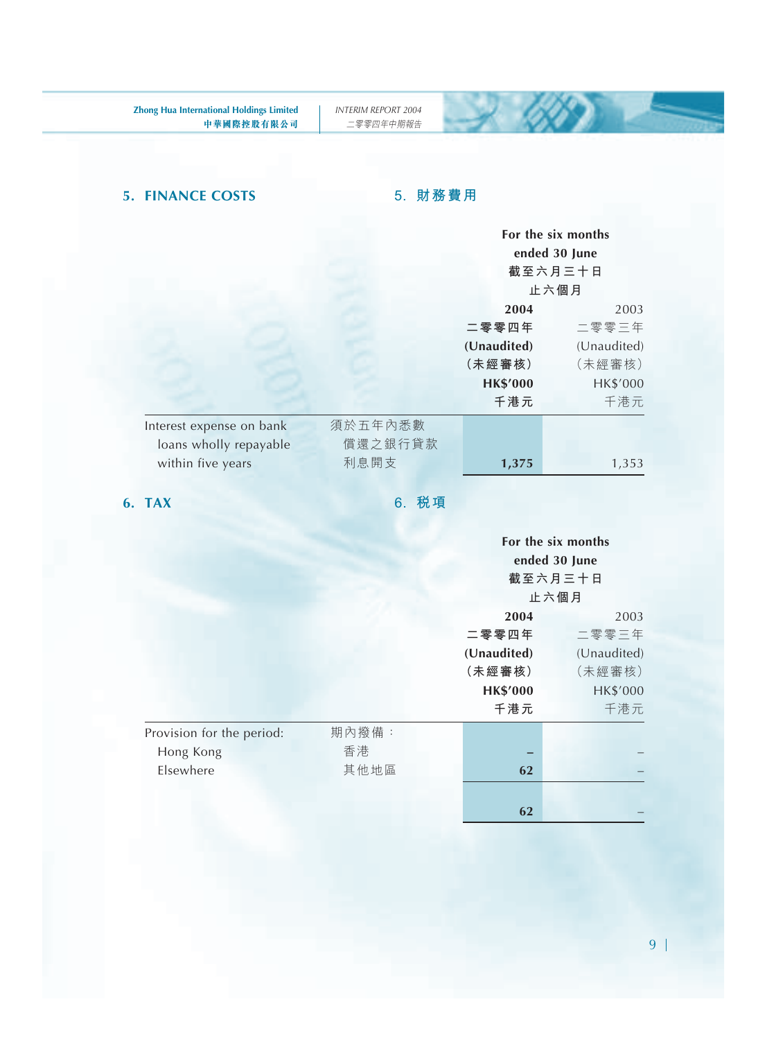## 5. FINANCE COSTS　5. 財務費用

| | | For the six months ended 30 June 截至六月三十日止六個月 | |
|---|---|---|---|
| | | **2004 二零零四年 (Unaudited) (未經審核) HK$'000 千港元** | 2003 二零零三年 (Unaudited) (未經審核) HK$'000 千港元 |
| Interest expense on bank loans wholly repayable within five years | 須於五年內悉數償還之銀行貸款利息開支 | **1,375** | 1,353 |

## 6. TAX　6. 稅項

| | | For the six months ended 30 June 截至六月三十日止六個月 | |
|---|---|---|---|
| | | **2004 二零零四年 (Unaudited) (未經審核) HK$'000 千港元** | 2003 二零零三年 (Unaudited) (未經審核) HK$'000 千港元 |
| Provision for the period: | 期內撥備： | | |
| Hong Kong | 香港 | **–** | – |
| Elsewhere | 其他地區 | **62** | – |
| | | **62** | – |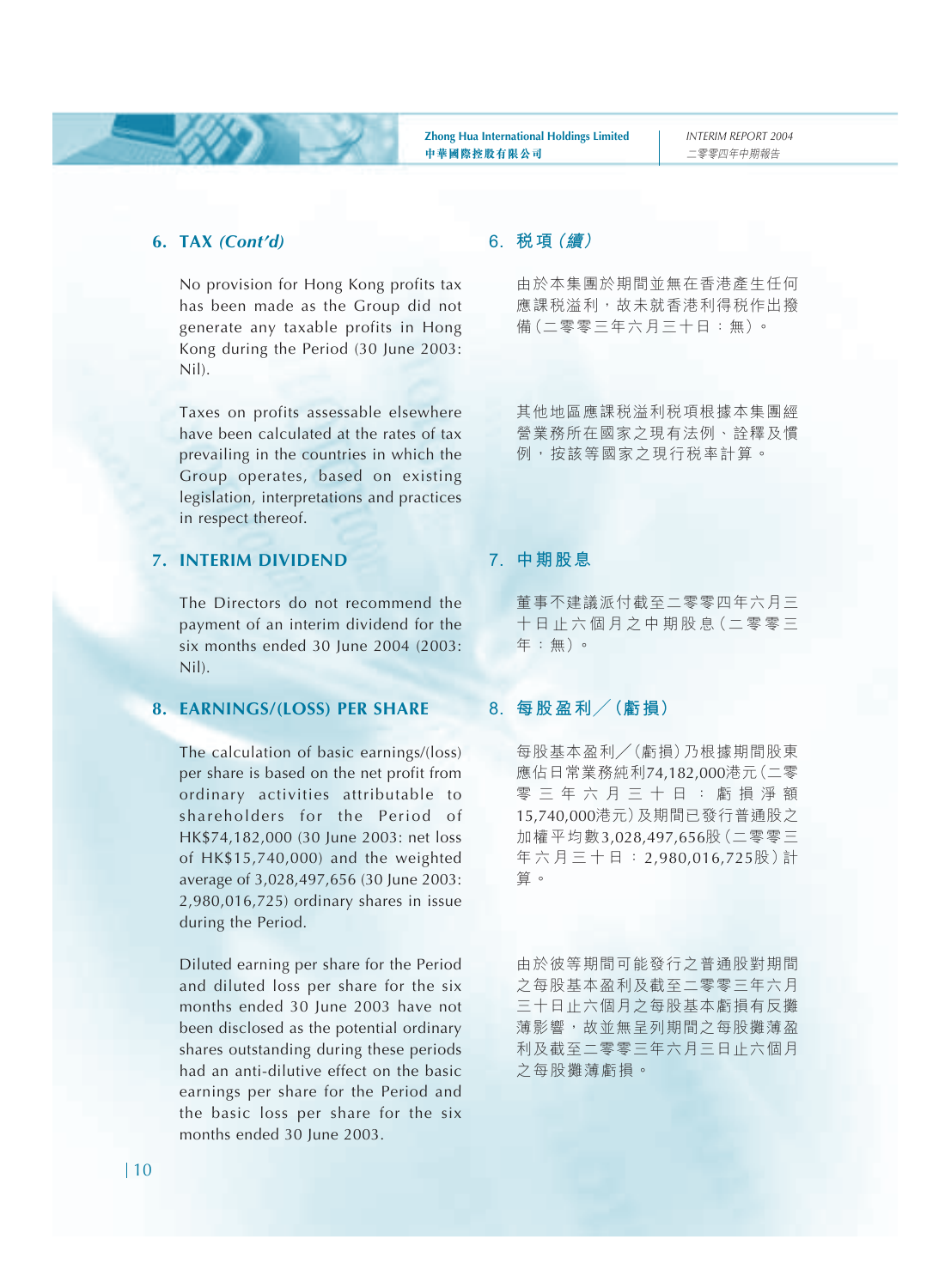## 6. TAX *(Cont'd)*

No provision for Hong Kong profits tax has been made as the Group did not generate any taxable profits in Hong Kong during the Period (30 June 2003: Nil).

Taxes on profits assessable elsewhere have been calculated at the rates of tax prevailing in the countries in which the Group operates, based on existing legislation, interpretations and practices in respect thereof.

## 6. 稅項（續）

由於本集團於期間並無在香港產生任何應課稅溢利，故未就香港利得稅作出撥備（二零零三年六月三十日：無）。

其他地區應課稅溢利稅項根據本集團經營業務所在國家之現有法例、詮釋及慣例，按該等國家之現行稅率計算。

## 7. INTERIM DIVIDEND

The Directors do not recommend the payment of an interim dividend for the six months ended 30 June 2004 (2003: Nil).

## 7. 中期股息

董事不建議派付截至二零零四年六月三十日止六個月之中期股息（二零零三年：無）。

## 8. EARNINGS/(LOSS) PER SHARE

The calculation of basic earnings/(loss) per share is based on the net profit from ordinary activities attributable to shareholders for the Period of HK$74,182,000 (30 June 2003: net loss of HK$15,740,000) and the weighted average of 3,028,497,656 (30 June 2003: 2,980,016,725) ordinary shares in issue during the Period.

Diluted earning per share for the Period and diluted loss per share for the six months ended 30 June 2003 have not been disclosed as the potential ordinary shares outstanding during these periods had an anti-dilutive effect on the basic earnings per share for the Period and the basic loss per share for the six months ended 30 June 2003.

## 8. 每股盈利╱（虧損）

每股基本盈利╱（虧損）乃根據期間股東應佔日常業務純利74,182,000港元（二零零三年六月三十日：虧損淨額15,740,000港元）及期間已發行普通股之加權平均數3,028,497,656股（二零零三年六月三十日：2,980,016,725股）計算。

由於彼等期間可能發行之普通股對期間之每股基本盈利及截至二零零三年六月三十日止六個月之每股基本虧損有反攤薄影響，故並無呈列期間之每股攤薄盈利及截至二零零三年六月三日止六個月之每股攤薄虧損。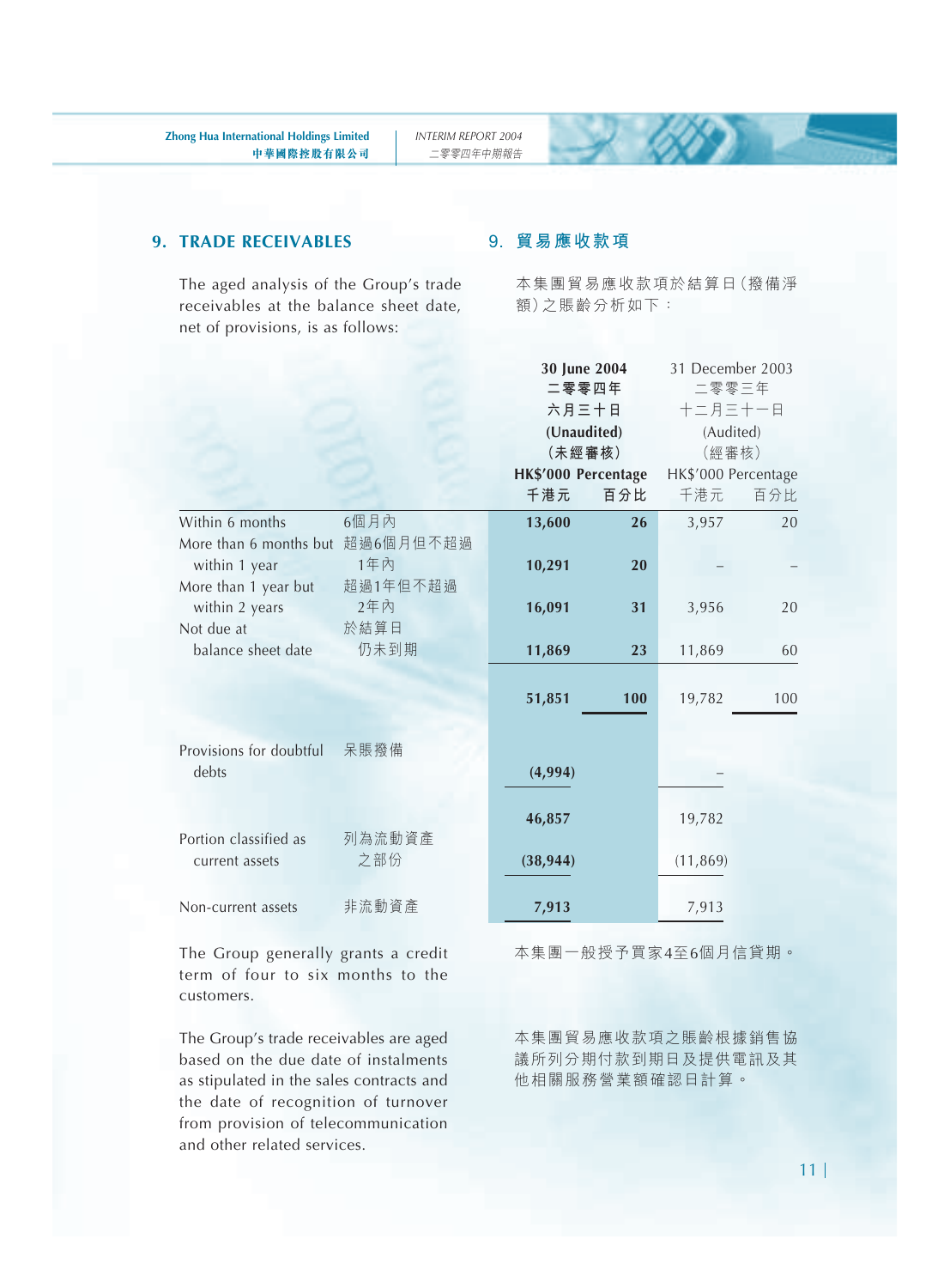## 9. TRADE RECEIVABLES

## 9. 貿易應收款項

The aged analysis of the Group's trade receivables at the balance sheet date, net of provisions, is as follows:

本集團貿易應收款項於結算日(撥備淨額)之賬齡分析如下:

| | | **30 June 2004 二零零四年六月三十日 (Unaudited) (未經審核)** | | 31 December 2003 二零零三年十二月三十一日 (Audited) (經審核) | |
|---|---|---|---|---|---|
| | | **HK$'000 千港元** | **Percentage 百分比** | HK$'000 千港元 | Percentage 百分比 |
| Within 6 months | 6個月內 | **13,600** | **26** | 3,957 | 20 |
| More than 6 months but within 1 year | 超過6個月但不超過1年內 | **10,291** | **20** | – | – |
| More than 1 year but within 2 years | 超過1年但不超過2年內 | **16,091** | **31** | 3,956 | 20 |
| Not due at balance sheet date | 於結算日仍未到期 | **11,869** | **23** | 11,869 | 60 |
| | | **51,851** | **100** | 19,782 | 100 |
| Provisions for doubtful debts | 呆賬撥備 | **(4,994)** | | – | |
| | | **46,857** | | 19,782 | |
| Portion classified as current assets | 列為流動資產之部份 | **(38,944)** | | (11,869) | |
| Non-current assets | 非流動資產 | **7,913** | | 7,913 | |

The Group generally grants a credit term of four to six months to the customers.

本集團一般授予買家4至6個月信貸期。

The Group's trade receivables are aged based on the due date of instalments as stipulated in the sales contracts and the date of recognition of turnover from provision of telecommunication and other related services.

本集團貿易應收款項之賬齡根據銷售協議所列分期付款到期日及提供電訊及其他相關服務營業額確認日計算。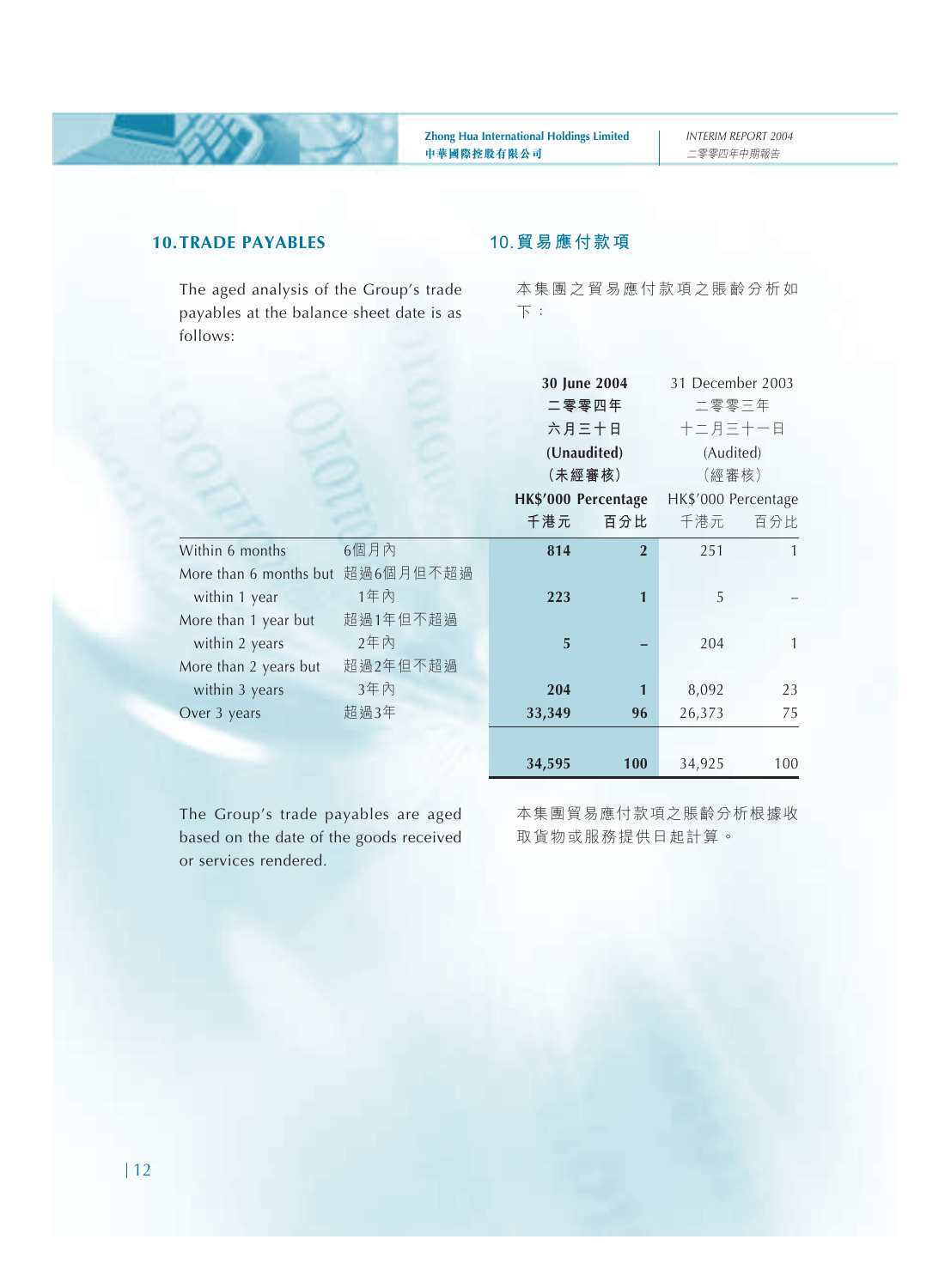## 10. TRADE PAYABLES

## 10. 貿易應付款項

The aged analysis of the Group's trade payables at the balance sheet date is as follows:

本集團之貿易應付款項之賬齡分析如下：

| | | 30 June 2004 二零零四年 六月三十日 (Unaudited) (未經審核) | | 31 December 2003 二零零三年 十二月三十一日 (Audited) (經審核) | |
|---|---|---|---|---|---|
| | | HK$'000 千港元 | Percentage 百分比 | HK$'000 千港元 | Percentage 百分比 |
| Within 6 months | 6個月內 | **814** | **2** | 251 | 1 |
| More than 6 months but within 1 year | 超過6個月但不超過1年內 | **223** | **1** | 5 | – |
| More than 1 year but within 2 years | 超過1年但不超過2年內 | **5** | **–** | 204 | 1 |
| More than 2 years but within 3 years | 超過2年但不超過3年內 | **204** | **1** | 8,092 | 23 |
| Over 3 years | 超過3年 | **33,349** | **96** | 26,373 | 75 |
| | | **34,595** | **100** | 34,925 | 100 |

The Group's trade payables are aged based on the date of the goods received or services rendered.

本集團貿易應付款項之賬齡分析根據收取貨物或服務提供日起計算。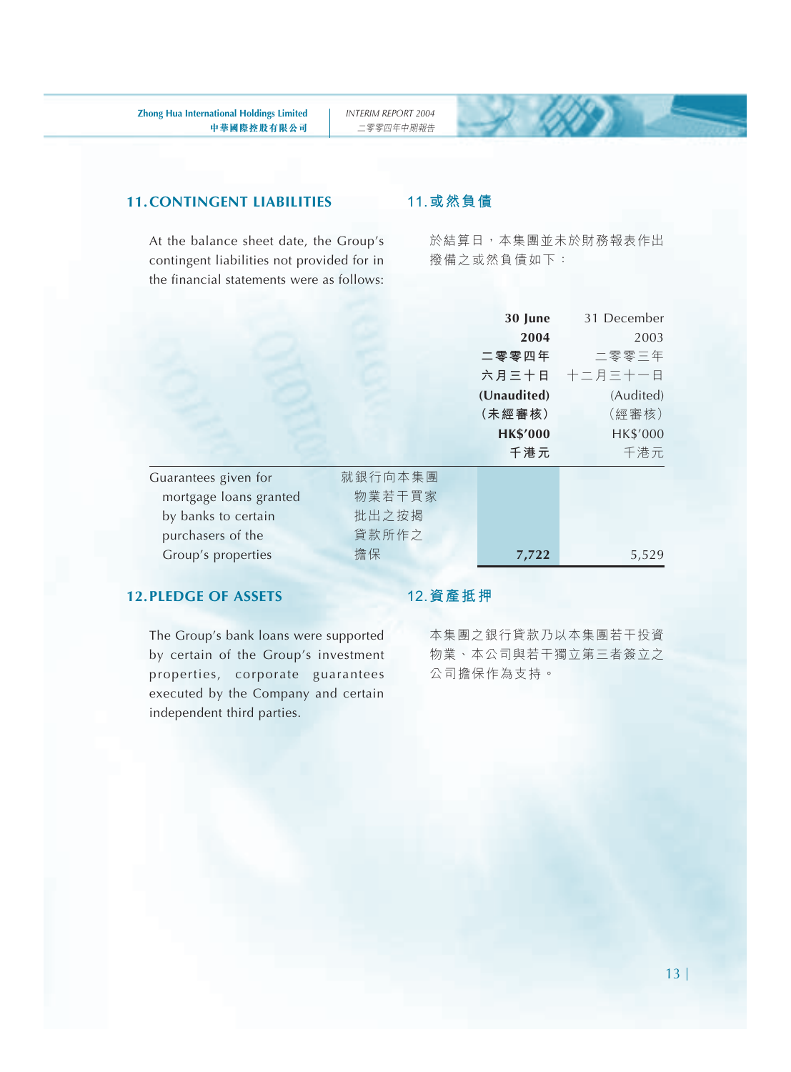## 11. CONTINGENT LIABILITIES

## 11. 或然負債

At the balance sheet date, the Group's contingent liabilities not provided for in the financial statements were as follows:

於結算日，本集團並未於財務報表作出撥備之或然負債如下：

| | | **30 June 2004** **二零零四年六月三十日** **(Unaudited)** **(未經審核)** **HK$'000** **千港元** | 31 December 2003 二零零三年十二月三十一日 (Audited) (經審核) HK$'000 千港元 |
|---|---|---|---|
| Guarantees given for mortgage loans granted by banks to certain purchasers of the Group's properties | 就銀行向本集團物業若干買家批出之按揭貸款所作之擔保 | **7,722** | 5,529 |

## 12. PLEDGE OF ASSETS

## 12. 資產抵押

The Group's bank loans were supported by certain of the Group's investment properties, corporate guarantees executed by the Company and certain independent third parties.

本集團之銀行貸款乃以本集團若干投資物業、本公司與若干獨立第三者簽立之公司擔保作為支持。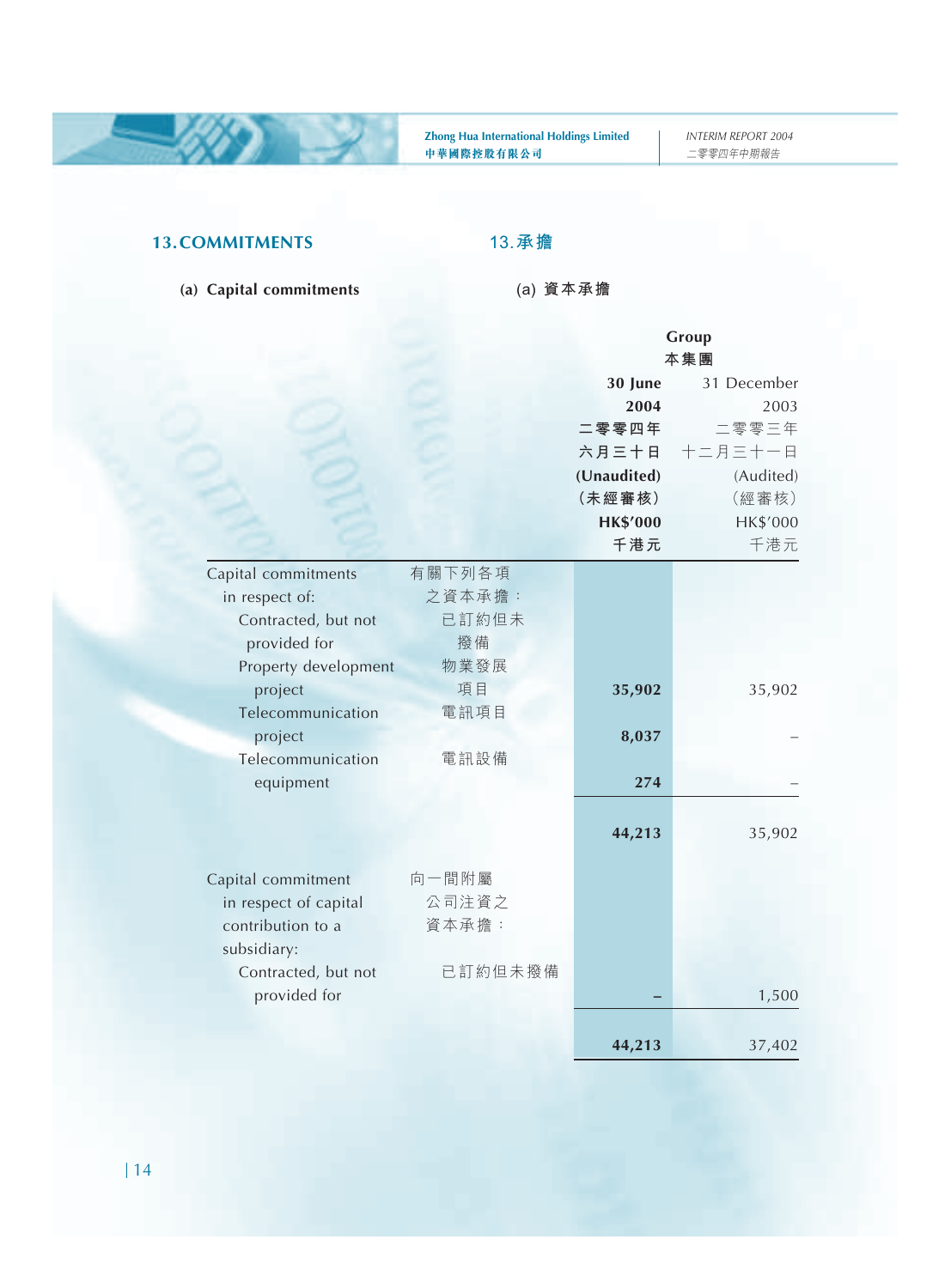## 13. COMMITMENTS 13. 承擔

### (a) Capital commitments (a) 資本承擔

| | | Group 本集團 | |
|---|---|---|---|
| | | **30 June 2004 二零零四年六月三十日 (Unaudited) (未經審核) HK$'000 千港元** | 31 December 2003 二零零三年十二月三十一日 (Audited) (經審核) HK$'000 千港元 |
| Capital commitments in respect of: | 有關下列各項之資本承擔： | | |
| Contracted, but not provided for | 已訂約但未撥備 | | |
| Property development project | 物業發展項目 | **35,902** | 35,902 |
| Telecommunication project | 電訊項目 | **8,037** | – |
| Telecommunication equipment | 電訊設備 | **274** | – |
| | | **44,213** | 35,902 |
| Capital commitment in respect of capital contribution to a subsidiary: | 向一間附屬公司注資之資本承擔： | | |
| Contracted, but not provided for | 已訂約但未撥備 | **–** | 1,500 |
| | | **44,213** | 37,402 |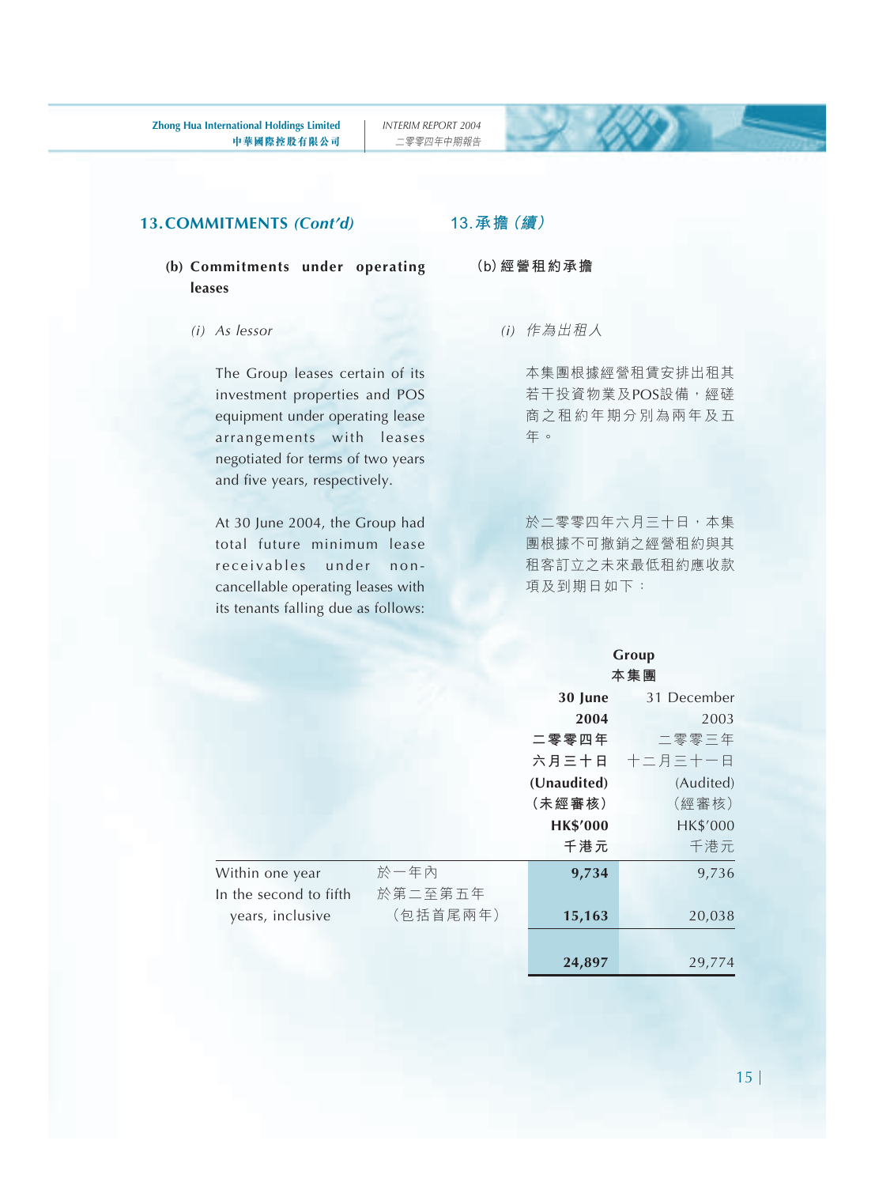## 13. COMMITMENTS *(Cont'd)*

## 13. 承擔（續）

**(b) Commitments under operating leases**

**(b) 經營租約承擔**

*(i) As lessor*

*(i) 作為出租人*

The Group leases certain of its investment properties and POS equipment under operating lease arrangements with leases negotiated for terms of two years and five years, respectively.

本集團根據經營租賃安排出租其若干投資物業及POS設備，經磋商之租約年期分別為兩年及五年。

At 30 June 2004, the Group had total future minimum lease receivables under non-cancellable operating leases with its tenants falling due as follows:

於二零零四年六月三十日，本集團根據不可撤銷之經營租約與其租客訂立之未來最低租約應收款項及到期日如下：

| | | Group 本集團 | |
|---|---|---|---|
| | | **30 June 2004 二零零四年六月三十日 (Unaudited) (未經審核) HK$'000 千港元** | 31 December 2003 二零零三年十二月三十一日 (Audited) (經審核) HK$'000 千港元 |
| Within one year | 於一年內 | **9,734** | 9,736 |
| In the second to fifth years, inclusive | 於第二至第五年（包括首尾兩年） | **15,163** | 20,038 |
| | | **24,897** | 29,774 |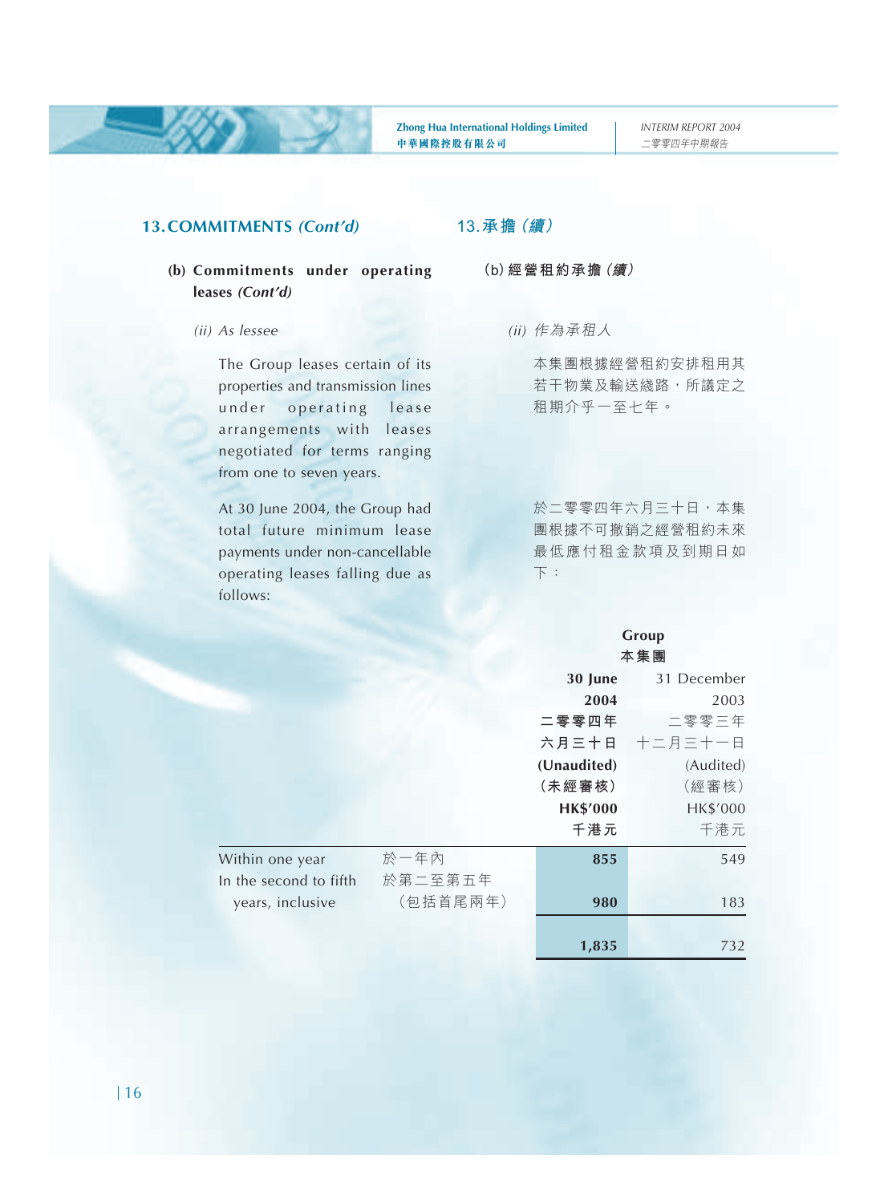## 13. COMMITMENTS *(Cont'd)*

## 13. 承擔（續）

**(b) Commitments under operating leases *(Cont'd)***

**(b) 經營租約承擔（續）**

*(ii) As lessee*

*(ii) 作為承租人*

The Group leases certain of its properties and transmission lines under operating lease arrangements with leases negotiated for terms ranging from one to seven years.

本集團根據經營租約安排租用其若干物業及輸送綫路，所議定之租期介乎一至七年。

At 30 June 2004, the Group had total future minimum lease payments under non-cancellable operating leases falling due as follows:

於二零零四年六月三十日，本集團根據不可撤銷之經營租約未來最低應付租金款項及到期日如下：

| | | Group 本集團 | |
|---|---|---|---|
| | | **30 June 2004 二零零四年六月三十日 (Unaudited) (未經審核) HK$'000 千港元** | 31 December 2003 二零零三年十二月三十一日 (Audited) (經審核) HK$'000 千港元 |
| Within one year | 於一年內 | **855** | 549 |
| In the second to fifth years, inclusive | 於第二至第五年（包括首尾兩年） | **980** | 183 |
| | | **1,835** | 732 |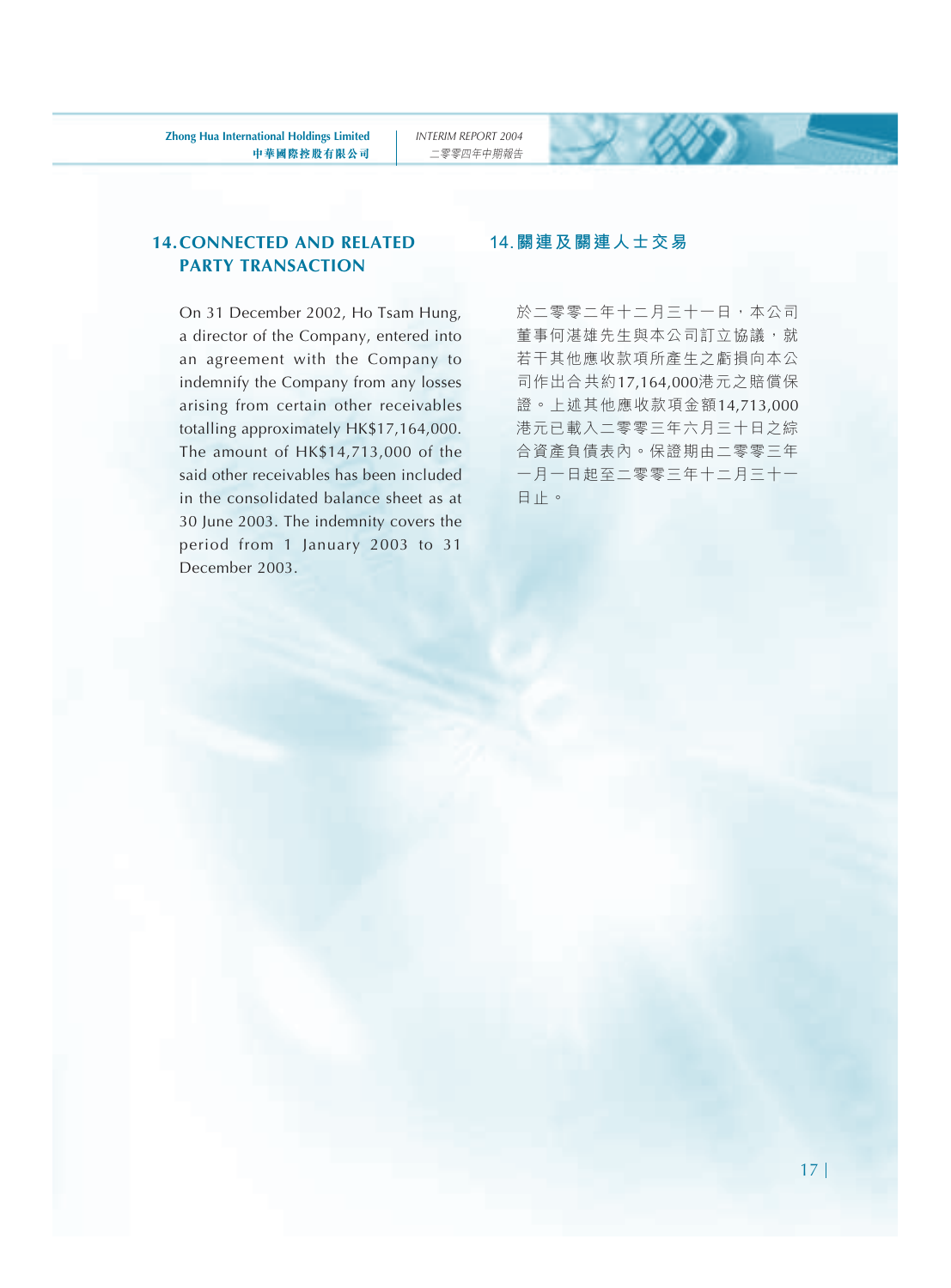## 14. CONNECTED AND RELATED PARTY TRANSACTION

On 31 December 2002, Ho Tsam Hung, a director of the Company, entered into an agreement with the Company to indemnify the Company from any losses arising from certain other receivables totalling approximately HK$17,164,000. The amount of HK$14,713,000 of the said other receivables has been included in the consolidated balance sheet as at 30 June 2003. The indemnity covers the period from 1 January 2003 to 31 December 2003.

## 14. 關連及關連人士交易

於二零零二年十二月三十一日，本公司董事何湛雄先生與本公司訂立協議，就若干其他應收款項所產生之虧損向本公司作出合共約17,164,000港元之賠償保證。上述其他應收款項金額14,713,000港元已載入二零零三年六月三十日之綜合資產負債表內。保證期由二零零三年一月一日起至二零零三年十二月三十一日止。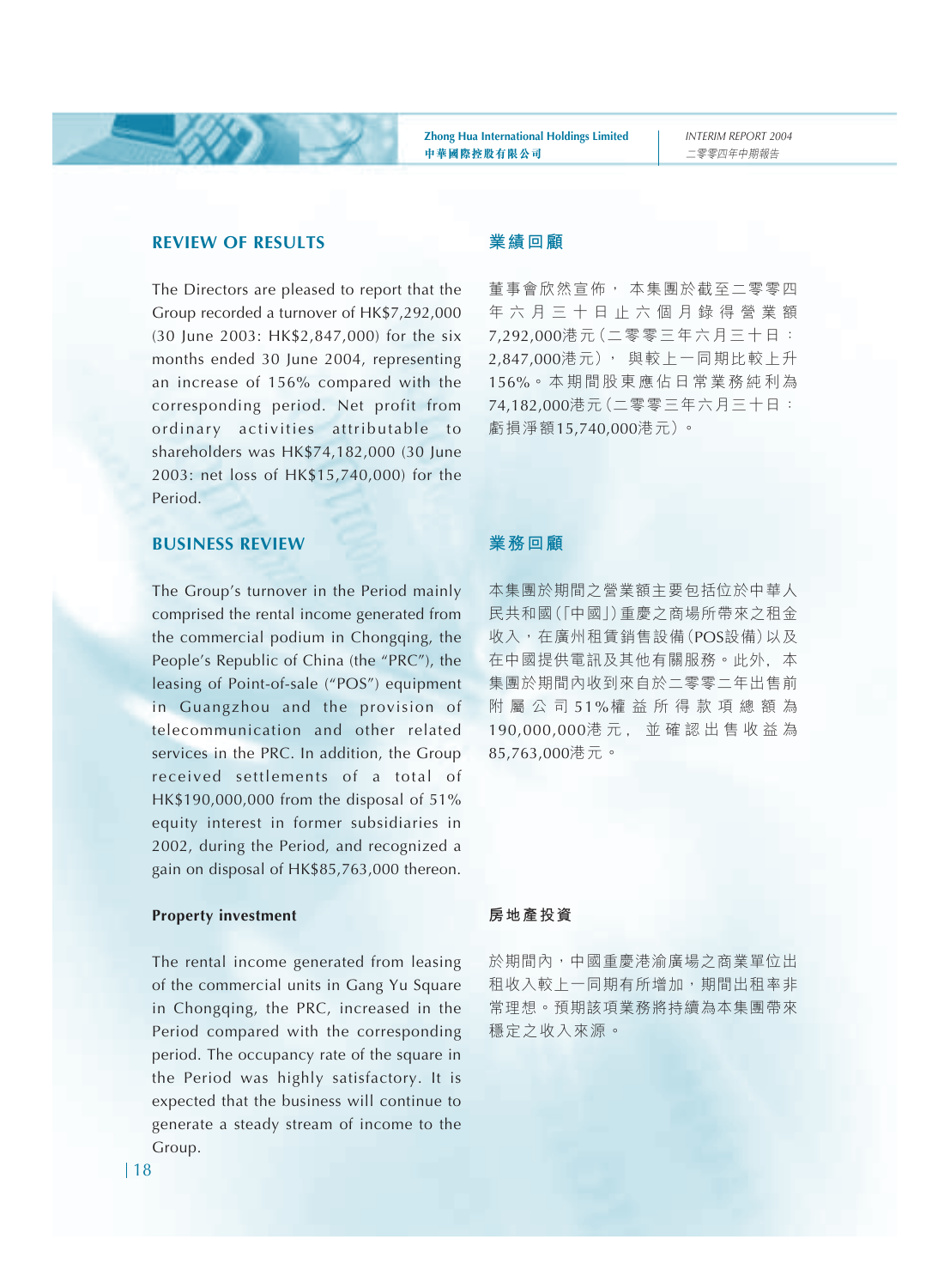## REVIEW OF RESULTS

The Directors are pleased to report that the Group recorded a turnover of HK$7,292,000 (30 June 2003: HK$2,847,000) for the six months ended 30 June 2004, representing an increase of 156% compared with the corresponding period. Net profit from ordinary activities attributable to shareholders was HK$74,182,000 (30 June 2003: net loss of HK$15,740,000) for the Period.

## 業績回顧

董事會欣然宣佈，本集團於截至二零零四年六月三十日止六個月錄得營業額7,292,000港元（二零零三年六月三十日：2,847,000港元），與較上一同期比較上升156%。本期間股東應佔日常業務純利為74,182,000港元（二零零三年六月三十日：虧損淨額15,740,000港元）。

## BUSINESS REVIEW

The Group's turnover in the Period mainly comprised the rental income generated from the commercial podium in Chongqing, the People's Republic of China (the "PRC"), the leasing of Point-of-sale ("POS") equipment in Guangzhou and the provision of telecommunication and other related services in the PRC. In addition, the Group received settlements of a total of HK$190,000,000 from the disposal of 51% equity interest in former subsidiaries in 2002, during the Period, and recognized a gain on disposal of HK$85,763,000 thereon.

## 業務回顧

本集團於期間之營業額主要包括位於中華人民共和國（「中國」）重慶之商場所帶來之租金收入，在廣州租賃銷售設備（POS設備）以及在中國提供電訊及其他有關服務。此外，本集團於期間內收到來自於二零零二年出售前附屬公司51%權益所得款項總額為190,000,000港元，並確認出售收益為85,763,000港元。

### Property investment

The rental income generated from leasing of the commercial units in Gang Yu Square in Chongqing, the PRC, increased in the Period compared with the corresponding period. The occupancy rate of the square in the Period was highly satisfactory. It is expected that the business will continue to generate a steady stream of income to the Group.

### 房地產投資

於期間內，中國重慶港渝廣場之商業單位出租收入較上一同期有所增加，期間出租率非常理想。預期該項業務將持續為本集團帶來穩定之收入來源。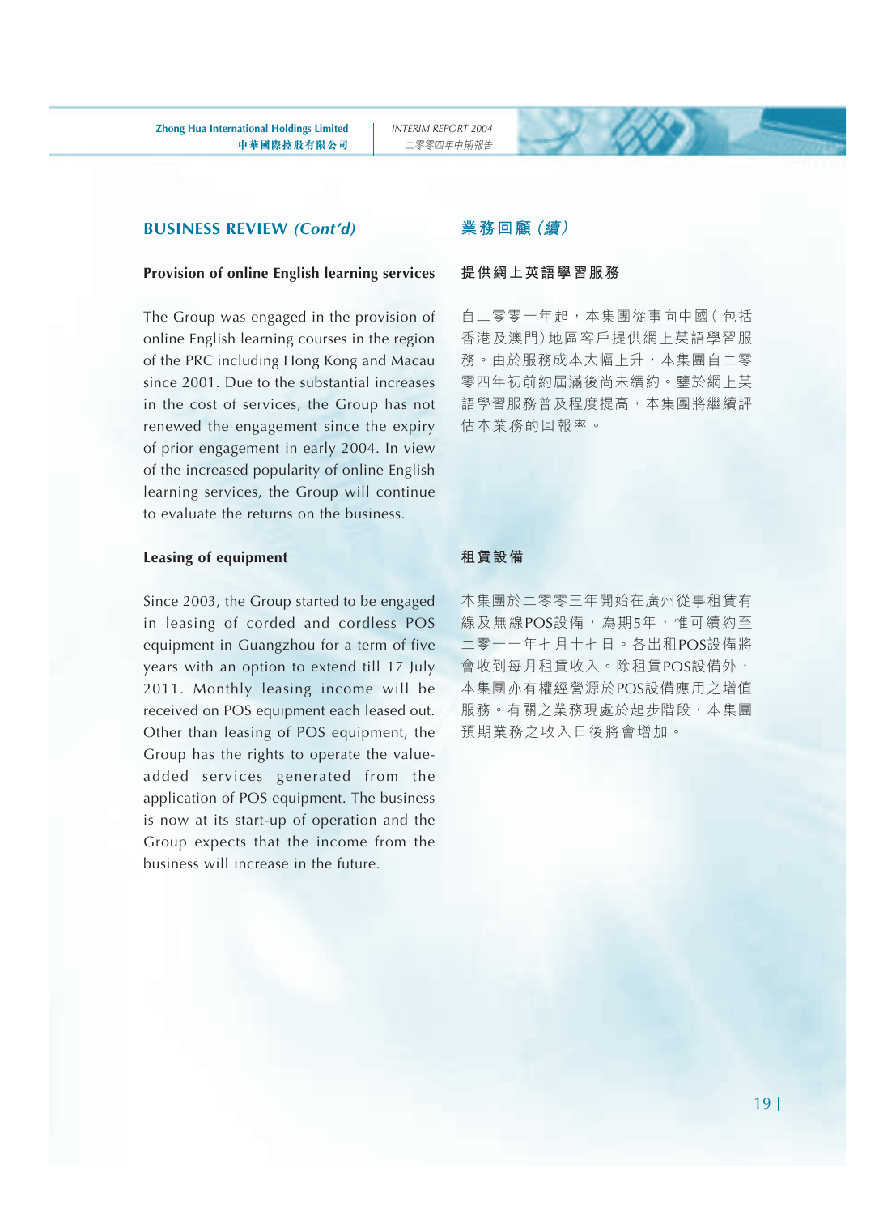## BUSINESS REVIEW *(Cont'd)*

### Provision of online English learning services

The Group was engaged in the provision of online English learning courses in the region of the PRC including Hong Kong and Macau since 2001. Due to the substantial increases in the cost of services, the Group has not renewed the engagement since the expiry of prior engagement in early 2004. In view of the increased popularity of online English learning services, the Group will continue to evaluate the returns on the business.

### Leasing of equipment

Since 2003, the Group started to be engaged in leasing of corded and cordless POS equipment in Guangzhou for a term of five years with an option to extend till 17 July 2011. Monthly leasing income will be received on POS equipment each leased out. Other than leasing of POS equipment, the Group has the rights to operate the value-added services generated from the application of POS equipment. The business is now at its start-up of operation and the Group expects that the income from the business will increase in the future.

## 業務回顧（續）

### 提供網上英語學習服務

自二零零一年起，本集團從事向中國(包括香港及澳門)地區客戶提供網上英語學習服務。由於服務成本大幅上升，本集團自二零零四年初前約屆滿後尚未續約。鑒於網上英語學習服務普及程度提高，本集團將繼續評估本業務的回報率。

### 租賃設備

本集團於二零零三年開始在廣州從事租賃有線及無線POS設備，為期5年，惟可續約至二零一一年七月十七日。各出租POS設備將會收到每月租賃收入。除租賃POS設備外，本集團亦有權經營源於POS設備應用之增值服務。有關之業務現處於起步階段，本集團預期業務之收入日後將會增加。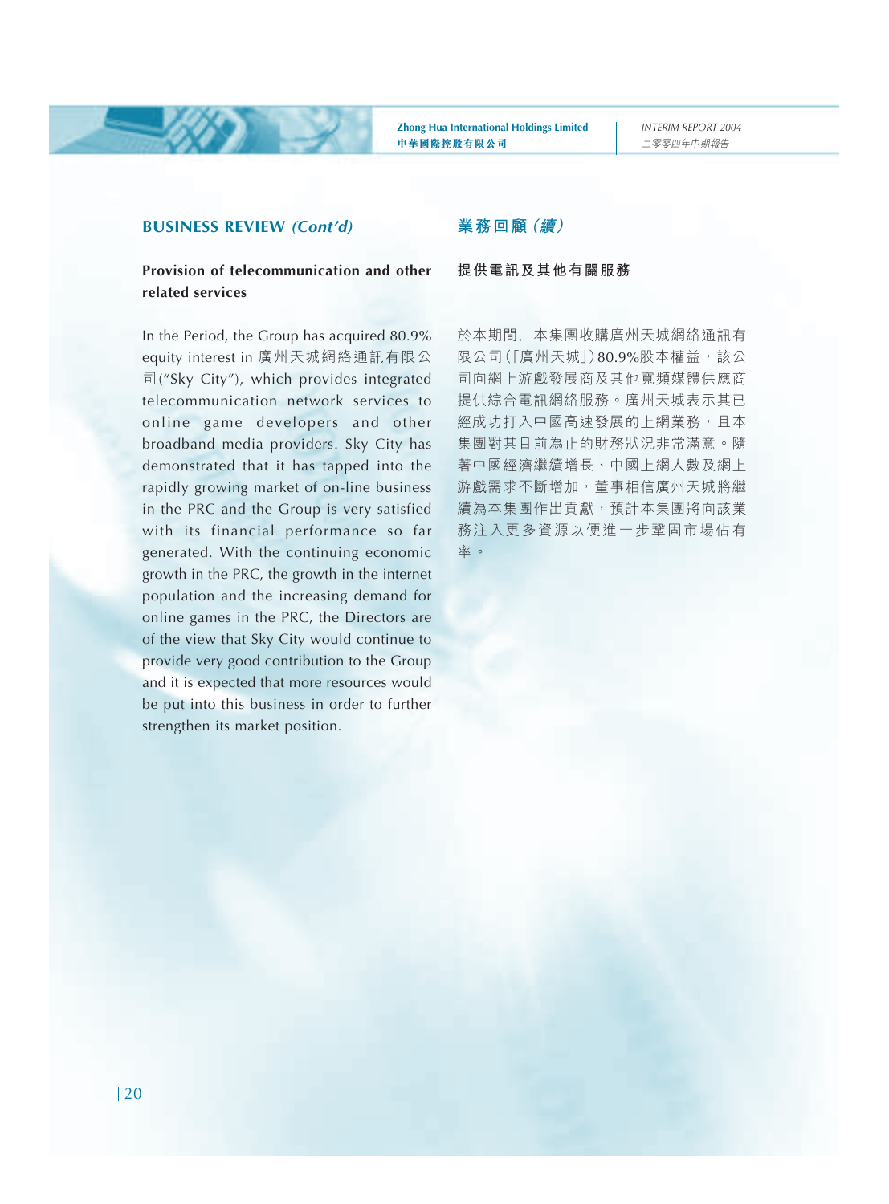## BUSINESS REVIEW *(Cont'd)*

### Provision of telecommunication and other related services

In the Period, the Group has acquired 80.9% equity interest in 廣州天城網絡通訊有限公司("Sky City"), which provides integrated telecommunication network services to online game developers and other broadband media providers. Sky City has demonstrated that it has tapped into the rapidly growing market of on-line business in the PRC and the Group is very satisfied with its financial performance so far generated. With the continuing economic growth in the PRC, the growth in the internet population and the increasing demand for online games in the PRC, the Directors are of the view that Sky City would continue to provide very good contribution to the Group and it is expected that more resources would be put into this business in order to further strengthen its market position.

## 業務回顧（續）

### 提供電訊及其他有關服務

於本期間，本集團收購廣州天城網絡通訊有限公司(「廣州天城」)80.9%股本權益，該公司向網上游戲發展商及其他寬頻媒體供應商提供綜合電訊網絡服務。廣州天城表示其已經成功打入中國高速發展的上網業務，且本集團對其目前為止的財務狀況非常滿意。隨著中國經濟繼續增長、中國上網人數及網上游戲需求不斷增加，董事相信廣州天城將繼續為本集團作出貢獻，預計本集團將向該業務注入更多資源以便進一步鞏固市場佔有率。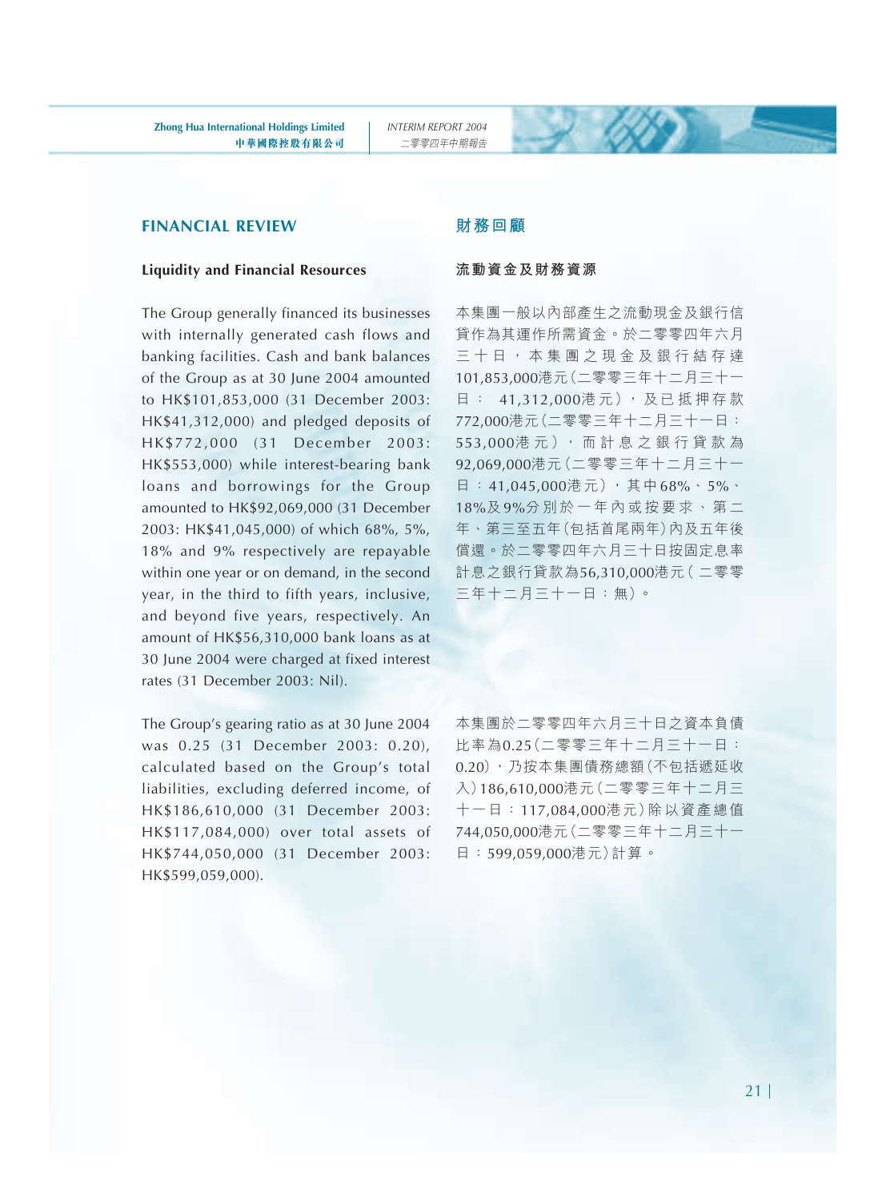## FINANCIAL REVIEW

### Liquidity and Financial Resources

The Group generally financed its businesses with internally generated cash flows and banking facilities. Cash and bank balances of the Group as at 30 June 2004 amounted to HK$101,853,000 (31 December 2003: HK$41,312,000) and pledged deposits of HK$772,000 (31 December 2003: HK$553,000) while interest-bearing bank loans and borrowings for the Group amounted to HK$92,069,000 (31 December 2003: HK$41,045,000) of which 68%, 5%, 18% and 9% respectively are repayable within one year or on demand, in the second year, in the third to fifth years, inclusive, and beyond five years, respectively. An amount of HK$56,310,000 bank loans as at 30 June 2004 were charged at fixed interest rates (31 December 2003: Nil).

The Group's gearing ratio as at 30 June 2004 was 0.25 (31 December 2003: 0.20), calculated based on the Group's total liabilities, excluding deferred income, of HK$186,610,000 (31 December 2003: HK$117,084,000) over total assets of HK$744,050,000 (31 December 2003: HK$599,059,000).

## 財務回顧

### 流動資金及財務資源

本集團一般以內部產生之流動現金及銀行信貸作為其運作所需資金。於二零零四年六月三十日，本集團之現金及銀行結存達101,853,000港元(二零零三年十二月三十一日：41,312,000港元)，及已抵押存款772,000港元(二零零三年十二月三十一日：553,000港元)，而計息之銀行貸款為92,069,000港元(二零零三年十二月三十一日：41,045,000港元)，其中68%、5%、18%及9%分別於一年內或按要求、第二年、第三至五年(包括首尾兩年)內及五年後償還。於二零零四年六月三十日按固定息率計息之銀行貸款為56,310,000港元(二零零三年十二月三十一日：無)。

本集團於二零零四年六月三十日之資本負債比率為0.25(二零零三年十二月三十一日：0.20)，乃按本集團債務總額(不包括遞延收入)186,610,000港元(二零零三年十二月三十一日：117,084,000港元)除以資產總值744,050,000港元(二零零三年十二月三十一日：599,059,000港元)計算。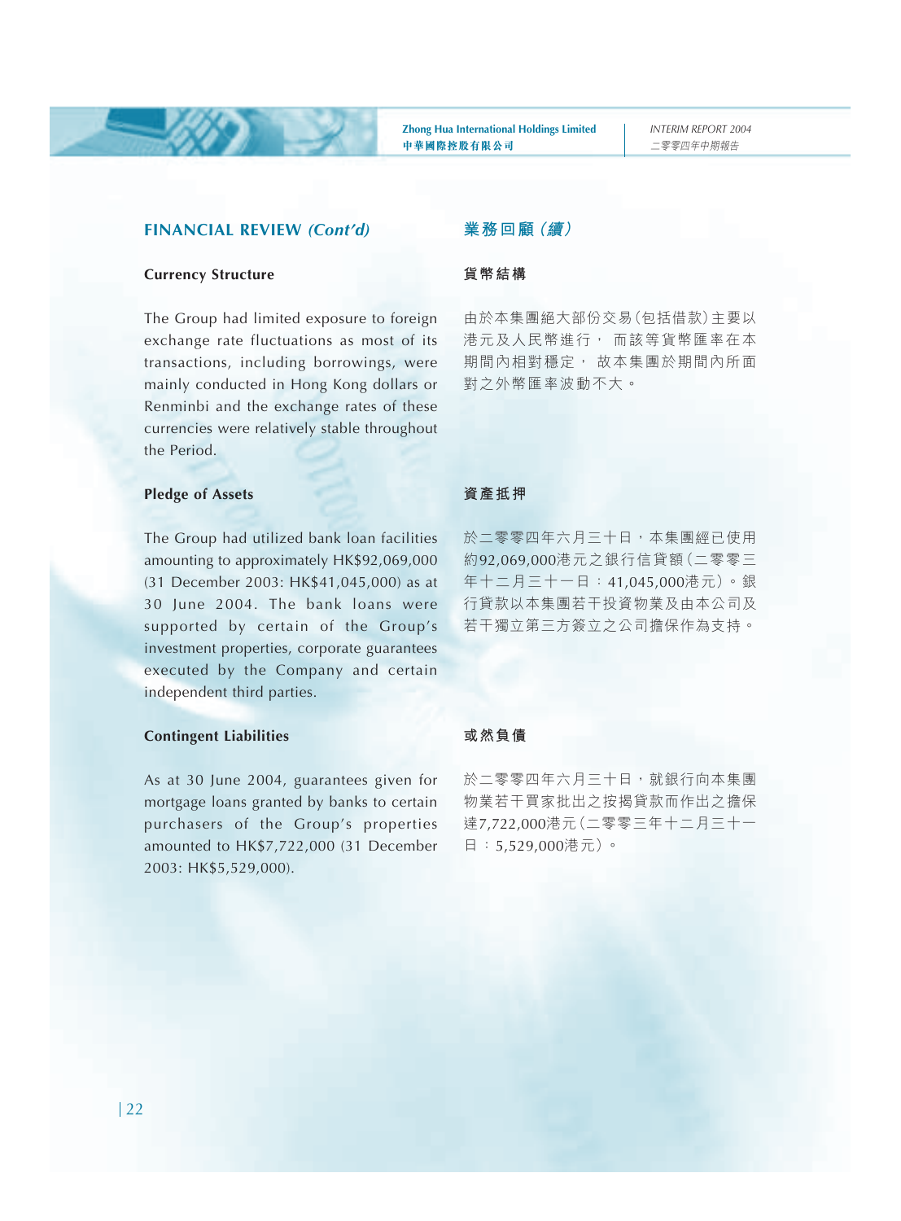## FINANCIAL REVIEW *(Cont'd)*

### Currency Structure

The Group had limited exposure to foreign exchange rate fluctuations as most of its transactions, including borrowings, were mainly conducted in Hong Kong dollars or Renminbi and the exchange rates of these currencies were relatively stable throughout the Period.

### Pledge of Assets

The Group had utilized bank loan facilities amounting to approximately HK$92,069,000 (31 December 2003: HK$41,045,000) as at 30 June 2004. The bank loans were supported by certain of the Group's investment properties, corporate guarantees executed by the Company and certain independent third parties.

### Contingent Liabilities

As at 30 June 2004, guarantees given for mortgage loans granted by banks to certain purchasers of the Group's properties amounted to HK$7,722,000 (31 December 2003: HK$5,529,000).

## 業務回顧 *(續)*

### 貨幣結構

由於本集團絕大部份交易(包括借款)主要以港元及人民幣進行， 而該等貨幣匯率在本期間內相對穩定， 故本集團於期間內所面對之外幣匯率波動不大。

### 資產抵押

於二零零四年六月三十日，本集團經已使用約92,069,000港元之銀行信貸額(二零零三年十二月三十一日：41,045,000港元)。銀行貸款以本集團若干投資物業及由本公司及若干獨立第三方簽立之公司擔保作為支持。

### 或然負債

於二零零四年六月三十日，就銀行向本集團物業若干買家批出之按揭貸款而作出之擔保達7,722,000港元(二零零三年十二月三十一日：5,529,000港元)。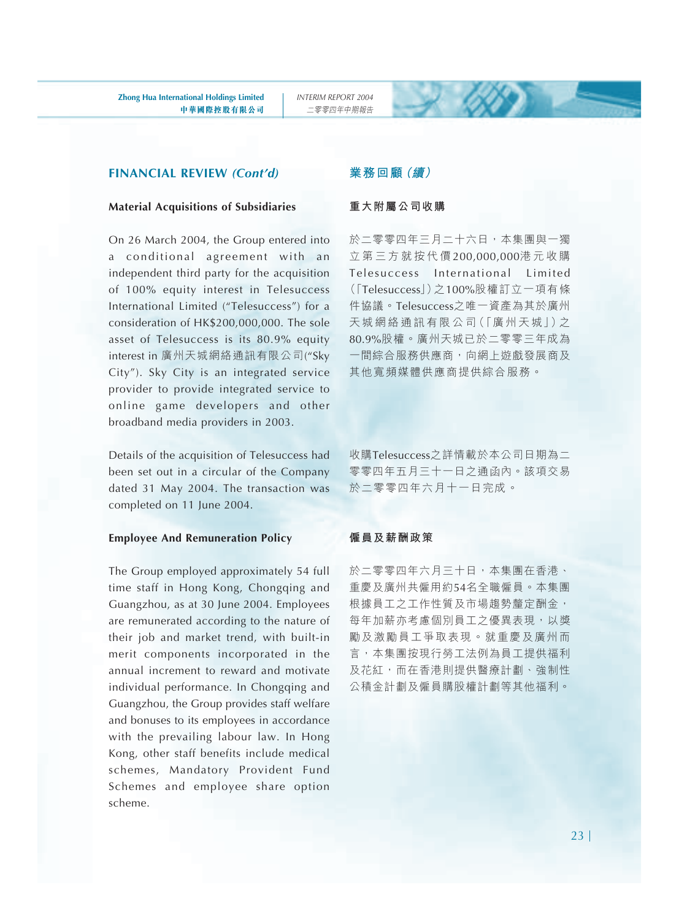## FINANCIAL REVIEW *(Cont'd)*

### Material Acquisitions of Subsidiaries

On 26 March 2004, the Group entered into a conditional agreement with an independent third party for the acquisition of 100% equity interest in Telesuccess International Limited ("Telesuccess") for a consideration of HK$200,000,000. The sole asset of Telesuccess is its 80.9% equity interest in 廣州天城網絡通訊有限公司("Sky City"). Sky City is an integrated service provider to provide integrated service to online game developers and other broadband media providers in 2003.

Details of the acquisition of Telesuccess had been set out in a circular of the Company dated 31 May 2004. The transaction was completed on 11 June 2004.

### Employee And Remuneration Policy

The Group employed approximately 54 full time staff in Hong Kong, Chongqing and Guangzhou, as at 30 June 2004. Employees are remunerated according to the nature of their job and market trend, with built-in merit components incorporated in the annual increment to reward and motivate individual performance. In Chongqing and Guangzhou, the Group provides staff welfare and bonuses to its employees in accordance with the prevailing labour law. In Hong Kong, other staff benefits include medical schemes, Mandatory Provident Fund Schemes and employee share option scheme.

## 業務回顧（續）

### 重大附屬公司收購

於二零零四年三月二十六日，本集團與一獨立第三方就按代價200,000,000港元收購Telesuccess International Limited（「Telesuccess」）之100%股權訂立一項有條件協議。Telesuccess之唯一資產為其於廣州天城網絡通訊有限公司（「廣州天城」）之80.9%股權。廣州天城已於二零零三年成為一間綜合服務供應商，向網上遊戲發展商及其他寬頻媒體供應商提供綜合服務。

收購Telesuccess之詳情載於本公司日期為二零零四年五月三十一日之通函內。該項交易於二零零四年六月十一日完成。

### 僱員及薪酬政策

於二零零四年六月三十日，本集團在香港、重慶及廣州共僱用約54名全職僱員。本集團根據員工之工作性質及市場趨勢釐定酬金，每年加薪亦考慮個別員工之優異表現，以獎勵及激勵員工爭取表現。就重慶及廣州而言，本集團按現行勞工法例為員工提供福利及花紅，而在香港則提供醫療計劃、強制性公積金計劃及僱員購股權計劃等其他福利。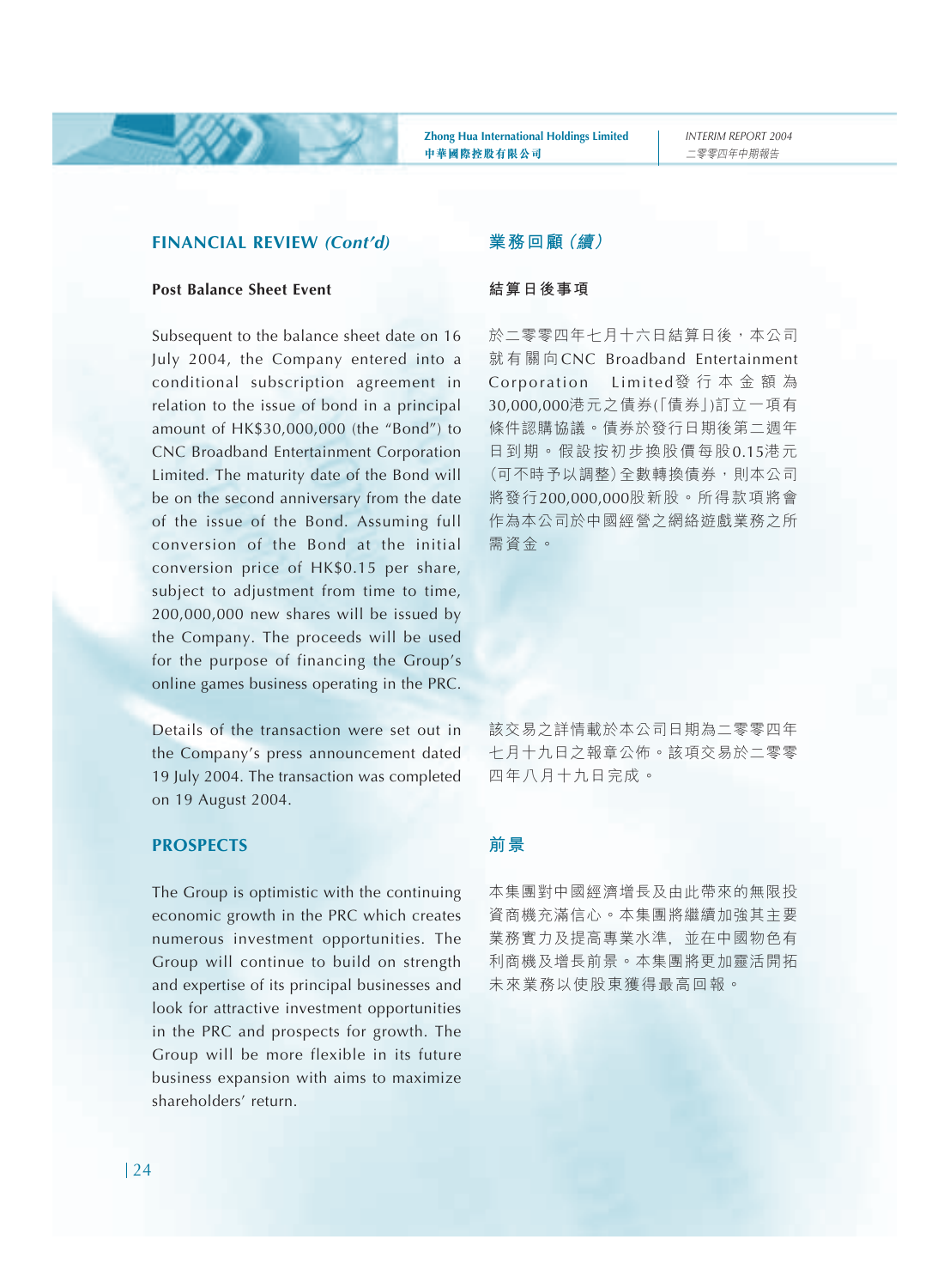## FINANCIAL REVIEW *(Cont'd)*

### Post Balance Sheet Event

Subsequent to the balance sheet date on 16 July 2004, the Company entered into a conditional subscription agreement in relation to the issue of bond in a principal amount of HK$30,000,000 (the "Bond") to CNC Broadband Entertainment Corporation Limited. The maturity date of the Bond will be on the second anniversary from the date of the issue of the Bond. Assuming full conversion of the Bond at the initial conversion price of HK$0.15 per share, subject to adjustment from time to time, 200,000,000 new shares will be issued by the Company. The proceeds will be used for the purpose of financing the Group's online games business operating in the PRC.

Details of the transaction were set out in the Company's press announcement dated 19 July 2004. The transaction was completed on 19 August 2004.

## PROSPECTS

The Group is optimistic with the continuing economic growth in the PRC which creates numerous investment opportunities. The Group will continue to build on strength and expertise of its principal businesses and look for attractive investment opportunities in the PRC and prospects for growth. The Group will be more flexible in its future business expansion with aims to maximize shareholders' return.

## 業務回顧（續）

### 結算日後事項

於二零零四年七月十六日結算日後，本公司就有關向CNC Broadband Entertainment Corporation Limited發行本金額為30,000,000港元之債券(「債券」)訂立一項有條件認購協議。債券於發行日期後第二週年日到期。假設按初步換股價每股0.15港元(可不時予以調整)全數轉換債券，則本公司將發行200,000,000股新股。所得款項將會作為本公司於中國經營之網絡遊戲業務之所需資金。

該交易之詳情載於本公司日期為二零零四年七月十九日之報章公佈。該項交易於二零零四年八月十九日完成。

## 前景

本集團對中國經濟增長及由此帶來的無限投資商機充滿信心。本集團將繼續加強其主要業務實力及提高專業水準，並在中國物色有利商機及增長前景。本集團將更加靈活開拓未來業務以使股東獲得最高回報。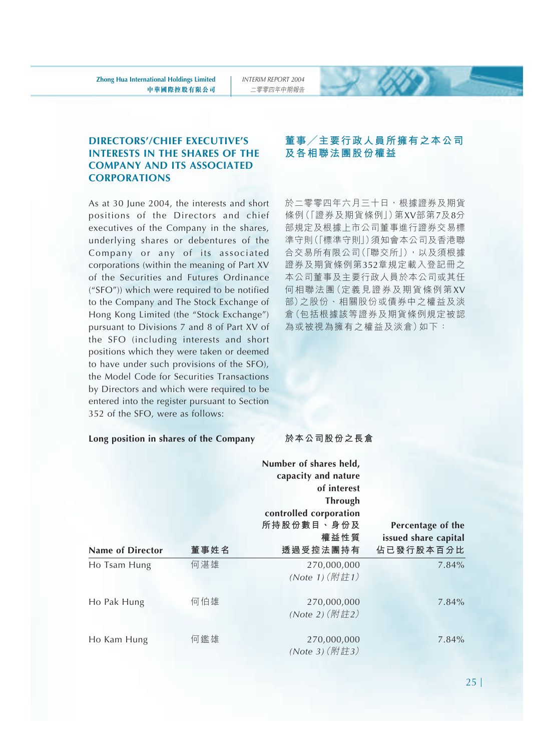## DIRECTORS'/CHIEF EXECUTIVE'S INTERESTS IN THE SHARES OF THE COMPANY AND ITS ASSOCIATED CORPORATIONS

## 董事／主要行政人員所擁有之本公司及各相聯法團股份權益

As at 30 June 2004, the interests and short positions of the Directors and chief executives of the Company in the shares, underlying shares or debentures of the Company or any of its associated corporations (within the meaning of Part XV of the Securities and Futures Ordinance ("SFO")) which were required to be notified to the Company and The Stock Exchange of Hong Kong Limited (the "Stock Exchange") pursuant to Divisions 7 and 8 of Part XV of the SFO (including interests and short positions which they were taken or deemed to have under such provisions of the SFO), the Model Code for Securities Transactions by Directors and which were required to be entered into the register pursuant to Section 352 of the SFO, were as follows:

於二零零四年六月三十日，根據證券及期貨條例（「證券及期貨條例」）第XV部第7及8分部規定及根據上市公司董事進行證券交易標準守則（「標準守則」）須知會本公司及香港聯合交易所有限公司（「聯交所」），以及須根據證券及期貨條例第352章規定載入登記冊之本公司董事及主要行政人員於本公司或其任何相聯法團（定義見證券及期貨條例第XV部）之股份、相關股份或債券中之權益及淡倉（包括根據該等證券及期貨條例規定被認為或被視為擁有之權益及淡倉）如下：

**Long position in shares of the Company** **於本公司股份之長倉**

| Name of Director | 董事姓名 | Number of shares held, capacity and nature of interest<br>Through controlled corporation<br>所持股份數目、身份及權益性質<br>透過受控法團持有 | Percentage of the issued share capital<br>佔已發行股本百分比 |
|---|---|---|---|
| Ho Tsam Hung | 何湛雄 | 270,000,000<br>*(Note 1)（附註1）* | 7.84% |
| Ho Pak Hung | 何伯雄 | 270,000,000<br>*(Note 2)（附註2）* | 7.84% |
| Ho Kam Hung | 何鑑雄 | 270,000,000<br>*(Note 3)（附註3）* | 7.84% |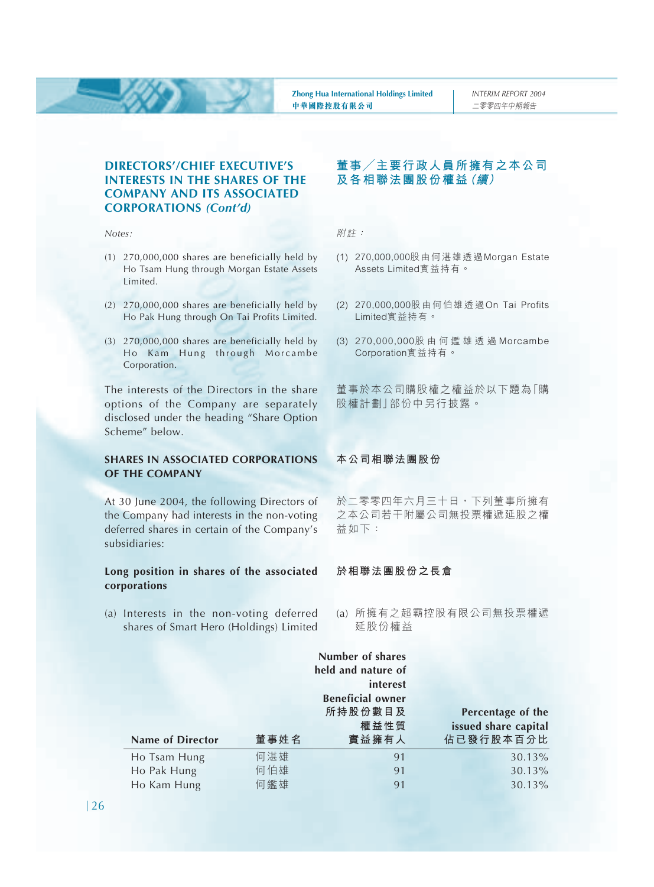## DIRECTORS'/CHIEF EXECUTIVE'S INTERESTS IN THE SHARES OF THE COMPANY AND ITS ASSOCIATED CORPORATIONS *(Cont'd)*

## 董事／主要行政人員所擁有之本公司及各相聯法團股份權益*（續）*

*Notes:*

(1) 270,000,000 shares are beneficially held by Ho Tsam Hung through Morgan Estate Assets Limited.

(2) 270,000,000 shares are beneficially held by Ho Pak Hung through On Tai Profits Limited.

(3) 270,000,000 shares are beneficially held by Ho Kam Hung through Morcambe Corporation.

The interests of the Directors in the share options of the Company are separately disclosed under the heading "Share Option Scheme" below.

*附註：*

(1) 270,000,000股由何湛雄透過Morgan Estate Assets Limited實益持有。

(2) 270,000,000股由何伯雄透過On Tai Profits Limited實益持有。

(3) 270,000,000股由何鑑雄透過Morcambe Corporation實益持有。

董事於本公司購股權之權益於以下題為「購股權計劃」部份中另行披露。

### SHARES IN ASSOCIATED CORPORATIONS OF THE COMPANY

### 本公司相聯法團股份

At 30 June 2004, the following Directors of the Company had interests in the non-voting deferred shares in certain of the Company's subsidiaries:

於二零零四年六月三十日，下列董事所擁有之本公司若干附屬公司無投票權遞延股之權益如下：

**Long position in shares of the associated corporations**

**於相聯法團股份之長倉**

(a) Interests in the non-voting deferred shares of Smart Hero (Holdings) Limited

(a) 所擁有之超霸控股有限公司無投票權遞延股份權益

| Name of Director | 董事姓名 | Number of shares held and nature of interest Beneficial owner 所持股份數目及權益性質 實益擁有人 | Percentage of the issued share capital 佔已發行股本百分比 |
|---|---|---|---|
| Ho Tsam Hung | 何湛雄 | 91 | 30.13% |
| Ho Pak Hung | 何伯雄 | 91 | 30.13% |
| Ho Kam Hung | 何鑑雄 | 91 | 30.13% |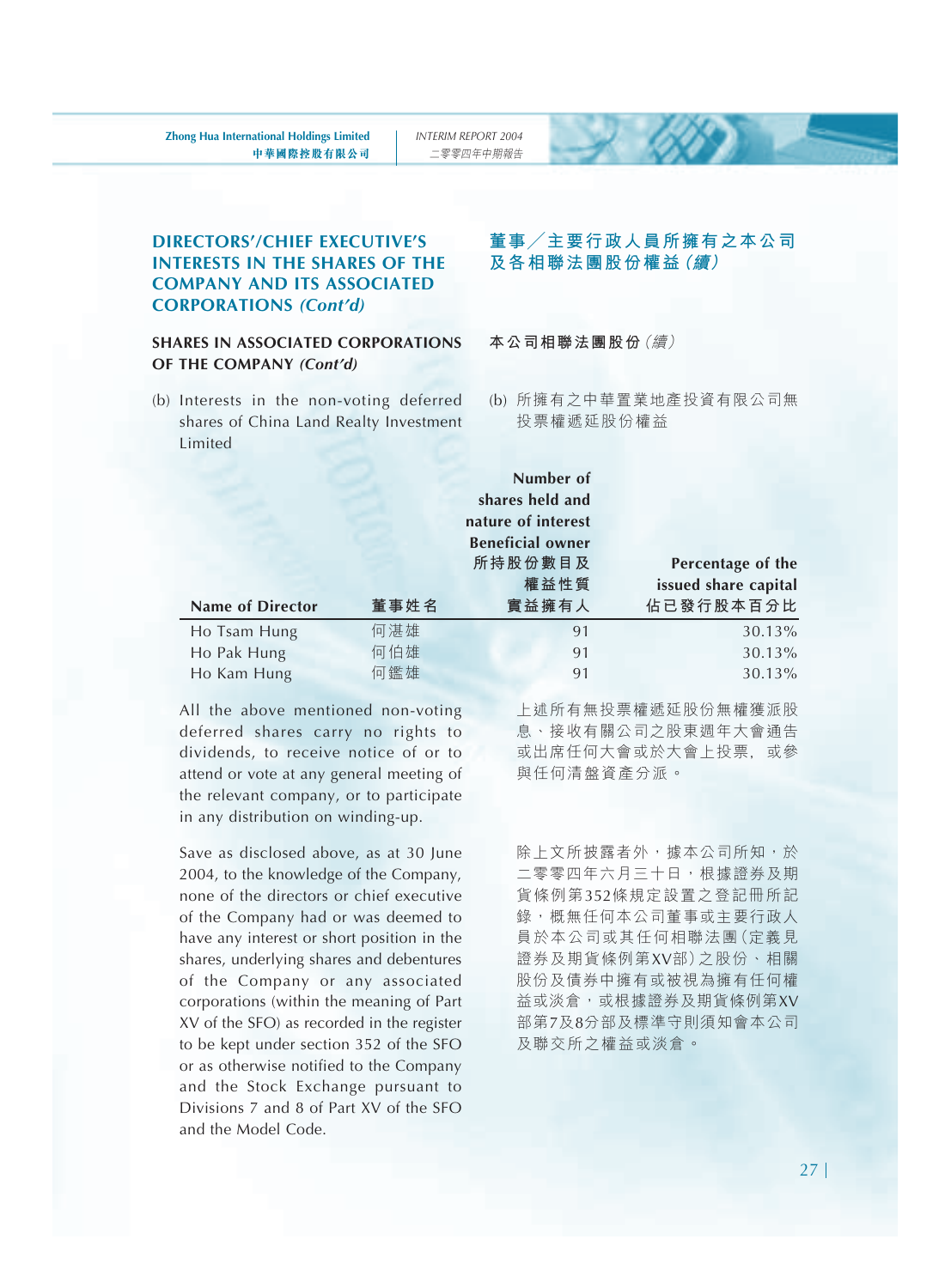## DIRECTORS'/CHIEF EXECUTIVE'S INTERESTS IN THE SHARES OF THE COMPANY AND ITS ASSOCIATED CORPORATIONS *(Cont'd)*

## 董事／主要行政人員所擁有之本公司及各相聯法團股份權益*（續）*

### SHARES IN ASSOCIATED CORPORATIONS OF THE COMPANY *(Cont'd)*

### 本公司相聯法團股份*（續）*

(b) Interests in the non-voting deferred shares of China Land Realty Investment Limited

(b) 所擁有之中華置業地產投資有限公司無投票權遞延股份權益

| Name of Director | 董事姓名 | Number of shares held and nature of interest Beneficial owner 所持股份數目及權益性質 實益擁有人 | Percentage of the issued share capital 佔已發行股本百分比 |
|---|---|---|---|
| Ho Tsam Hung | 何湛雄 | 91 | 30.13% |
| Ho Pak Hung | 何伯雄 | 91 | 30.13% |
| Ho Kam Hung | 何鑑雄 | 91 | 30.13% |

All the above mentioned non-voting deferred shares carry no rights to dividends, to receive notice of or to attend or vote at any general meeting of the relevant company, or to participate in any distribution on winding-up.

上述所有無投票權遞延股份無權獲派股息、接收有關公司之股東週年大會通告或出席任何大會或於大會上投票，或參與任何清盤資產分派。

Save as disclosed above, as at 30 June 2004, to the knowledge of the Company, none of the directors or chief executive of the Company had or was deemed to have any interest or short position in the shares, underlying shares and debentures of the Company or any associated corporations (within the meaning of Part XV of the SFO) as recorded in the register to be kept under section 352 of the SFO or as otherwise notified to the Company and the Stock Exchange pursuant to Divisions 7 and 8 of Part XV of the SFO and the Model Code.

除上文所披露者外，據本公司所知，於二零零四年六月三十日，根據證券及期貨條例第352條規定設置之登記冊所記錄，概無任何本公司董事或主要行政人員於本公司或其任何相聯法團（定義見證券及期貨條例第XV部）之股份、相關股份及債券中擁有或被視為擁有任何權益或淡倉，或根據證券及期貨條例第XV部第7及8分部及標準守則須知會本公司及聯交所之權益或淡倉。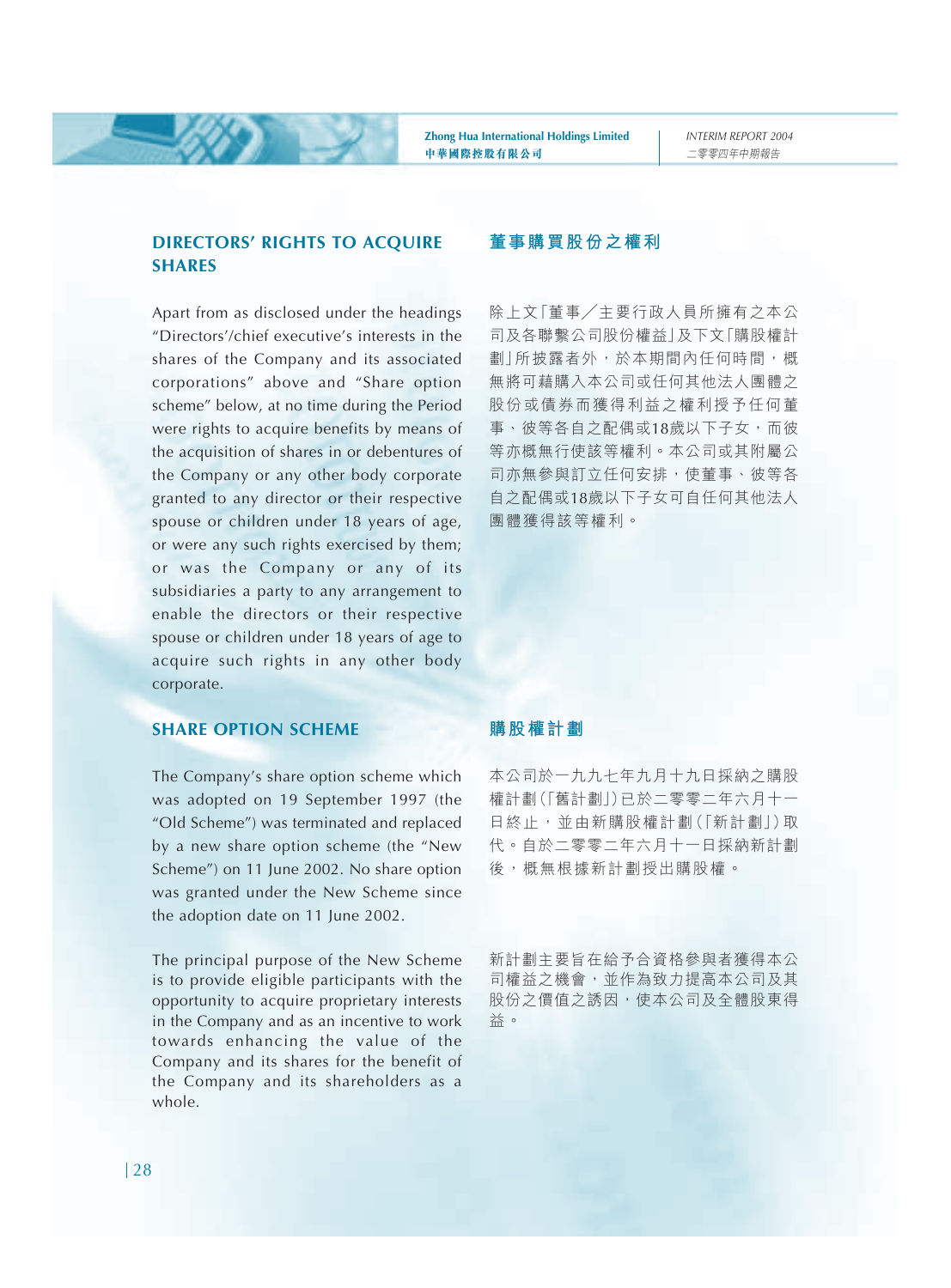## DIRECTORS' RIGHTS TO ACQUIRE SHARES

Apart from as disclosed under the headings "Directors'/chief executive's interests in the shares of the Company and its associated corporations" above and "Share option scheme" below, at no time during the Period were rights to acquire benefits by means of the acquisition of shares in or debentures of the Company or any other body corporate granted to any director or their respective spouse or children under 18 years of age, or were any such rights exercised by them; or was the Company or any of its subsidiaries a party to any arrangement to enable the directors or their respective spouse or children under 18 years of age to acquire such rights in any other body corporate.

## 董事購買股份之權利

除上文「董事／主要行政人員所擁有之本公司及各聯繫公司股份權益」及下文「購股權計劃」所披露者外，於本期間內任何時間，概無將可藉購入本公司或任何其他法人團體之股份或債券而獲得利益之權利授予任何董事、彼等各自之配偶或18歲以下子女，而彼等亦概無行使該等權利。本公司或其附屬公司亦無參與訂立任何安排，使董事、彼等各自之配偶或18歲以下子女可自任何其他法人團體獲得該等權利。

## SHARE OPTION SCHEME

The Company's share option scheme which was adopted on 19 September 1997 (the "Old Scheme") was terminated and replaced by a new share option scheme (the "New Scheme") on 11 June 2002. No share option was granted under the New Scheme since the adoption date on 11 June 2002.

The principal purpose of the New Scheme is to provide eligible participants with the opportunity to acquire proprietary interests in the Company and as an incentive to work towards enhancing the value of the Company and its shares for the benefit of the Company and its shareholders as a whole.

## 購股權計劃

本公司於一九九七年九月十九日採納之購股權計劃(「舊計劃」)已於二零零二年六月十一日終止，並由新購股權計劃(「新計劃」)取代。自於二零零二年六月十一日採納新計劃後，概無根據新計劃授出購股權。

新計劃主要旨在給予合資格參與者獲得本公司權益之機會，並作為致力提高本公司及其股份之價值之誘因，使本公司及全體股東得益。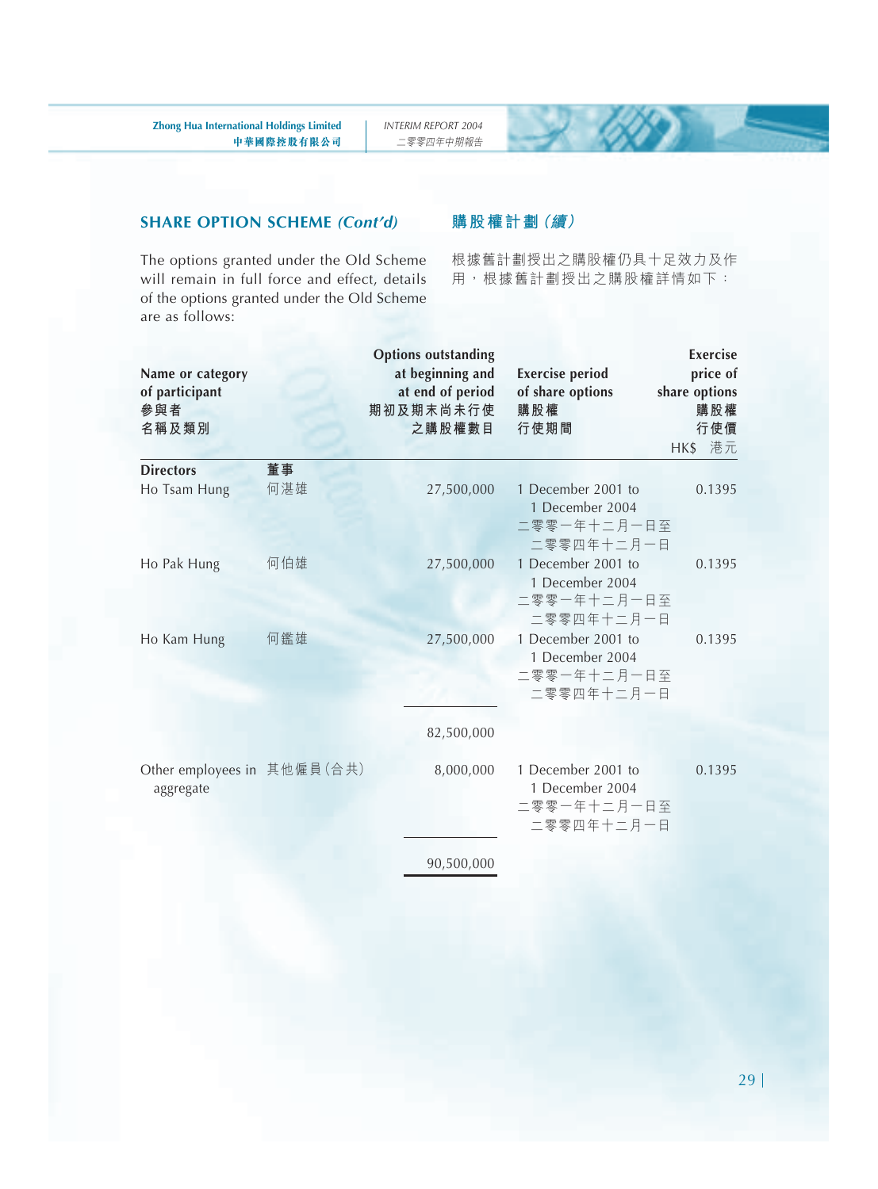## SHARE OPTION SCHEME *(Cont'd)*

## 購股權計劃（續）

The options granted under the Old Scheme will remain in full force and effect, details of the options granted under the Old Scheme are as follows:

根據舊計劃授出之購股權仍具十足效力及作用，根據舊計劃授出之購股權詳情如下：

| Name or category of participant 參與者名稱及類別 | | Options outstanding at beginning and at end of period 期初及期末尚未行使之購股權數目 | Exercise period of share options 購股權行使期間 | Exercise price of share options 購股權行使價 HK$ 港元 |
|---|---|---|---|---|
| **Directors** | **董事** | | | |
| Ho Tsam Hung | 何湛雄 | 27,500,000 | 1 December 2001 to 1 December 2004 二零零一年十二月一日至二零零四年十二月一日 | 0.1395 |
| Ho Pak Hung | 何伯雄 | 27,500,000 | 1 December 2001 to 1 December 2004 二零零一年十二月一日至二零零四年十二月一日 | 0.1395 |
| Ho Kam Hung | 何鑑雄 | 27,500,000 | 1 December 2001 to 1 December 2004 二零零一年十二月一日至二零零四年十二月一日 | 0.1395 |
| | | 82,500,000 | | |
| Other employees in aggregate | 其他僱員（合共） | 8,000,000 | 1 December 2001 to 1 December 2004 二零零一年十二月一日至二零零四年十二月一日 | 0.1395 |
| | | 90,500,000 | | |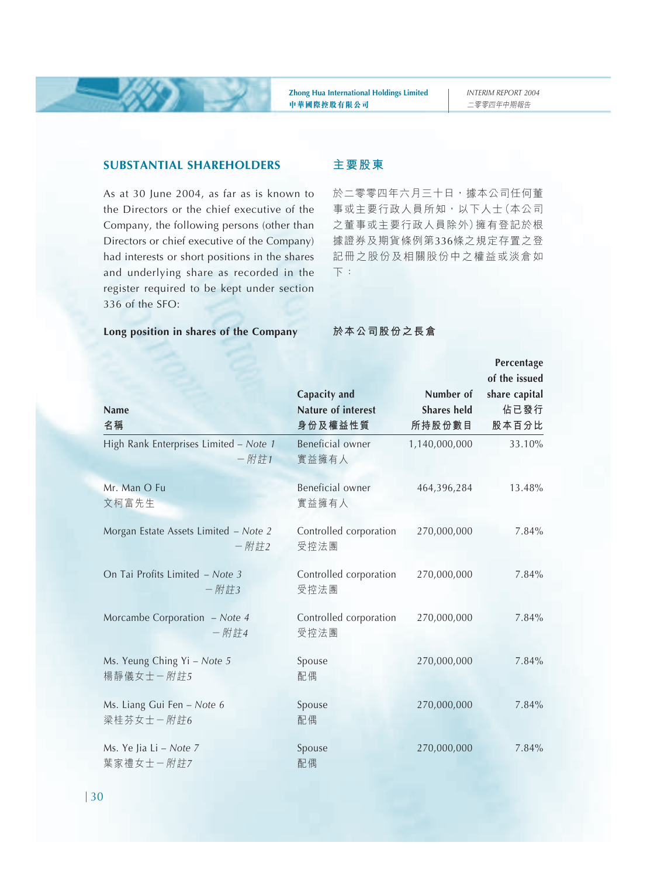## SUBSTANTIAL SHAREHOLDERS

As at 30 June 2004, as far as is known to the Directors or the chief executive of the Company, the following persons (other than Directors or chief executive of the Company) had interests or short positions in the shares and underlying share as recorded in the register required to be kept under section 336 of the SFO:

## 主要股東

於二零零四年六月三十日，據本公司任何董事或主要行政人員所知，以下人士（本公司之董事或主要行政人員除外）擁有登記於根據證券及期貨條例第336條之規定存置之登記冊之股份及相關股份中之權益或淡倉如下：

**Long position in shares of the Company**

**於本公司股份之長倉**

| Name<br>名稱 | Capacity and Nature of interest<br>身份及權益性質 | Number of Shares held<br>所持股份數目 | Percentage of the issued share capital<br>佔已發行股本百分比 |
|---|---|---|---|
| High Rank Enterprises Limited – *Note 1*<br>– *附註1* | Beneficial owner<br>實益擁有人 | 1,140,000,000 | 33.10% |
| Mr. Man O Fu<br>文柯富先生 | Beneficial owner<br>實益擁有人 | 464,396,284 | 13.48% |
| Morgan Estate Assets Limited – *Note 2*<br>– *附註2* | Controlled corporation<br>受控法團 | 270,000,000 | 7.84% |
| On Tai Profits Limited – *Note 3*<br>– *附註3* | Controlled corporation<br>受控法團 | 270,000,000 | 7.84% |
| Morcambe Corporation – *Note 4*<br>– *附註4* | Controlled corporation<br>受控法團 | 270,000,000 | 7.84% |
| Ms. Yeung Ching Yi – *Note 5*<br>楊靜儀女士 – *附註5* | Spouse<br>配偶 | 270,000,000 | 7.84% |
| Ms. Liang Gui Fen – *Note 6*<br>梁桂芬女士 – *附註6* | Spouse<br>配偶 | 270,000,000 | 7.84% |
| Ms. Ye Jia Li – *Note 7*<br>葉家禮女士 – *附註7* | Spouse<br>配偶 | 270,000,000 | 7.84% |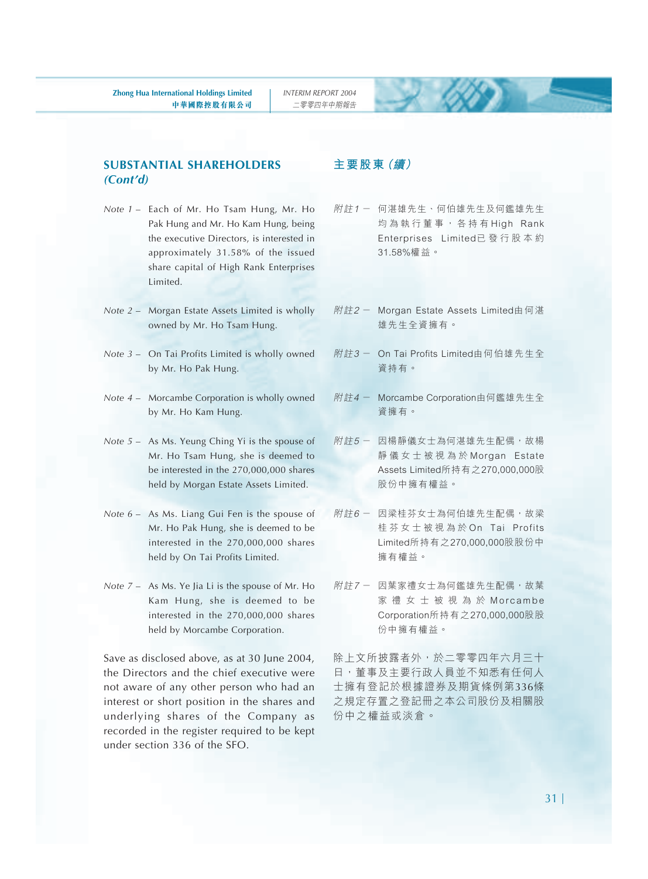## SUBSTANTIAL SHAREHOLDERS *(Cont'd)*

*Note 1* – Each of Mr. Ho Tsam Hung, Mr. Ho Pak Hung and Mr. Ho Kam Hung, being the executive Directors, is interested in approximately 31.58% of the issued share capital of High Rank Enterprises Limited.

*Note 2* – Morgan Estate Assets Limited is wholly owned by Mr. Ho Tsam Hung.

*Note 3* – On Tai Profits Limited is wholly owned by Mr. Ho Pak Hung.

*Note 4* – Morcambe Corporation is wholly owned by Mr. Ho Kam Hung.

*Note 5* – As Ms. Yeung Ching Yi is the spouse of Mr. Ho Tsam Hung, she is deemed to be interested in the 270,000,000 shares held by Morgan Estate Assets Limited.

*Note 6* – As Ms. Liang Gui Fen is the spouse of Mr. Ho Pak Hung, she is deemed to be interested in the 270,000,000 shares held by On Tai Profits Limited.

*Note 7* – As Ms. Ye Jia Li is the spouse of Mr. Ho Kam Hung, she is deemed to be interested in the 270,000,000 shares held by Morcambe Corporation.

Save as disclosed above, as at 30 June 2004, the Directors and the chief executive were not aware of any other person who had an interest or short position in the shares and underlying shares of the Company as recorded in the register required to be kept under section 336 of the SFO.

## 主要股東（*續*）

*附註1* — 何湛雄先生、何伯雄先生及何鑑雄先生均為執行董事，各持有High Rank Enterprises Limited已發行股本約31.58%權益。

*附註2* — Morgan Estate Assets Limited由何湛雄先生全資擁有。

*附註3* — On Tai Profits Limited由何伯雄先生全資持有。

*附註4* — Morcambe Corporation由何鑑雄先生全資擁有。

*附註5* — 因楊靜儀女士為何湛雄先生配偶，故楊靜儀女士被視為於Morgan Estate Assets Limited所持有之270,000,000股股份中擁有權益。

*附註6* — 因梁桂芬女士為何伯雄先生配偶，故梁桂芬女士被視為於On Tai Profits Limited所持有之270,000,000股股份中擁有權益。

*附註7* — 因葉家禮女士為何鑑雄先生配偶，故葉家禮女士被視為於Morcambe Corporation所持有之270,000,000股股份中擁有權益。

除上文所披露者外，於二零零四年六月三十日，董事及主要行政人員並不知悉有任何人士擁有登記於根據證券及期貨條例第336條之規定存置之登記冊之本公司股份及相關股份中之權益或淡倉。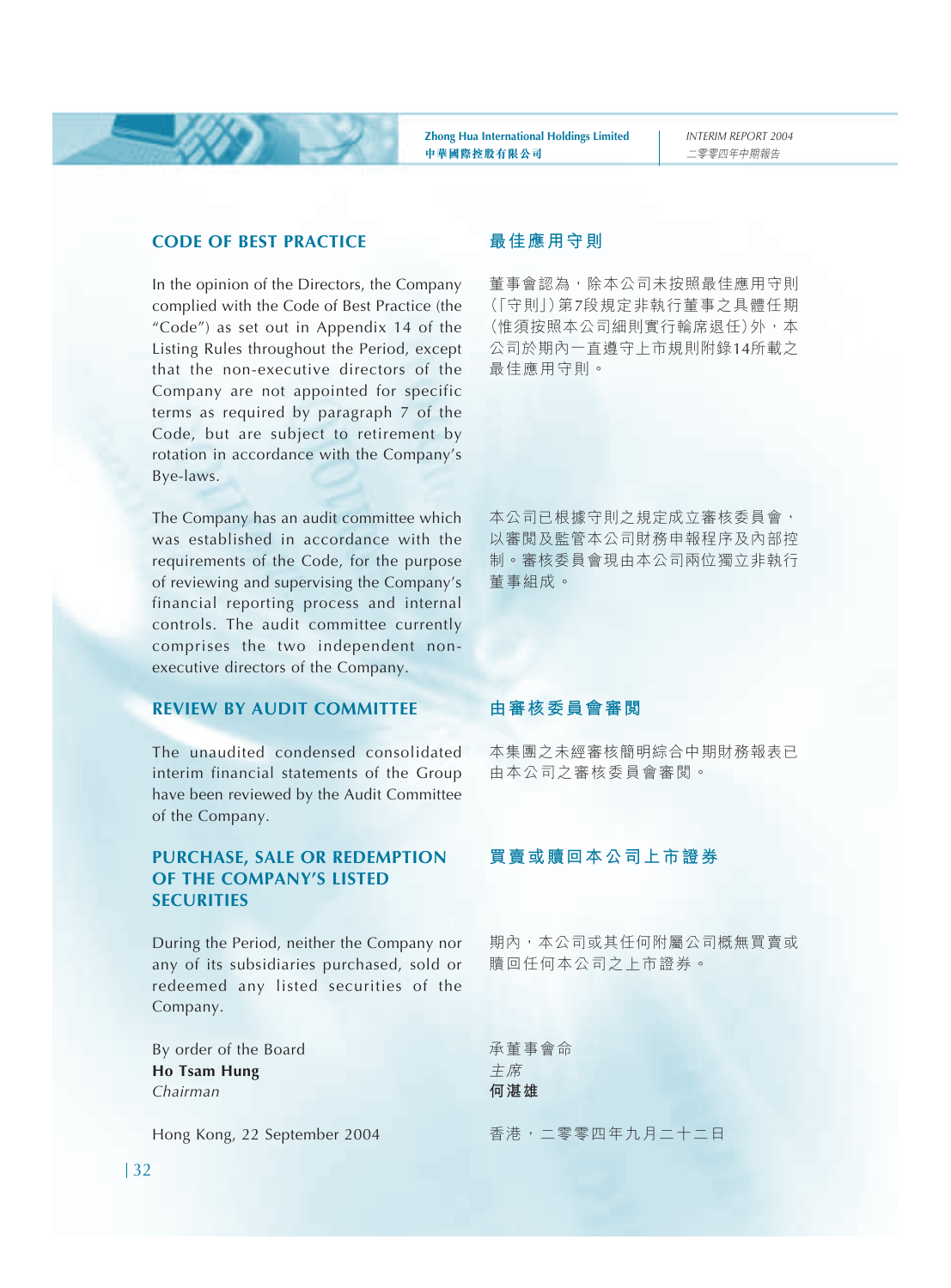## CODE OF BEST PRACTICE

## 最佳應用守則

In the opinion of the Directors, the Company complied with the Code of Best Practice (the "Code") as set out in Appendix 14 of the Listing Rules throughout the Period, except that the non-executive directors of the Company are not appointed for specific terms as required by paragraph 7 of the Code, but are subject to retirement by rotation in accordance with the Company's Bye-laws.

董事會認為，除本公司未按照最佳應用守則（「守則」）第7段規定非執行董事之具體任期（惟須按照本公司細則實行輪席退任）外，本公司於期內一直遵守上市規則附錄14所載之最佳應用守則。

The Company has an audit committee which was established in accordance with the requirements of the Code, for the purpose of reviewing and supervising the Company's financial reporting process and internal controls. The audit committee currently comprises the two independent non-executive directors of the Company.

本公司已根據守則之規定成立審核委員會，以審閱及監管本公司財務申報程序及內部控制。審核委員會現由本公司兩位獨立非執行董事組成。

## REVIEW BY AUDIT COMMITTEE

## 由審核委員會審閱

The unaudited condensed consolidated interim financial statements of the Group have been reviewed by the Audit Committee of the Company.

本集團之未經審核簡明綜合中期財務報表已由本公司之審核委員會審閱。

## PURCHASE, SALE OR REDEMPTION OF THE COMPANY'S LISTED SECURITIES

## 買賣或贖回本公司上市證券

During the Period, neither the Company nor any of its subsidiaries purchased, sold or redeemed any listed securities of the Company.

期內，本公司或其任何附屬公司概無買賣或贖回任何本公司之上市證券。

By order of the Board
**Ho Tsam Hung**
*Chairman*

承董事會命
*主席*
**何湛雄**

Hong Kong, 22 September 2004

香港，二零零四年九月二十二日